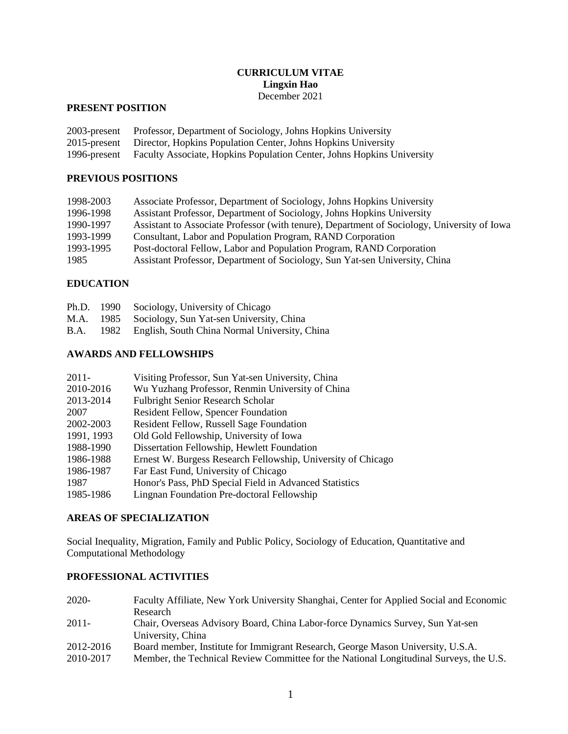**CURRICULUM VITAE**
**Lingxin Hao**
December 2021

## PRESENT POSITION

| | |
|---|---|
| 2003-present | Professor, Department of Sociology, Johns Hopkins University |
| 2015-present | Director, Hopkins Population Center, Johns Hopkins University |
| 1996-present | Faculty Associate, Hopkins Population Center, Johns Hopkins University |

## PREVIOUS POSITIONS

| | |
|---|---|
| 1998-2003 | Associate Professor, Department of Sociology, Johns Hopkins University |
| 1996-1998 | Assistant Professor, Department of Sociology, Johns Hopkins University |
| 1990-1997 | Assistant to Associate Professor (with tenure), Department of Sociology, University of Iowa |
| 1993-1999 | Consultant, Labor and Population Program, RAND Corporation |
| 1993-1995 | Post-doctoral Fellow, Labor and Population Program, RAND Corporation |
| 1985 | Assistant Professor, Department of Sociology, Sun Yat-sen University, China |

## EDUCATION

| | | |
|---|---|---|
| Ph.D. | 1990 | Sociology, University of Chicago |
| M.A. | 1985 | Sociology, Sun Yat-sen University, China |
| B.A. | 1982 | English, South China Normal University, China |

## AWARDS AND FELLOWSHIPS

| | |
|---|---|
| 2011- | Visiting Professor, Sun Yat-sen University, China |
| 2010-2016 | Wu Yuzhang Professor, Renmin University of China |
| 2013-2014 | Fulbright Senior Research Scholar |
| 2007 | Resident Fellow, Spencer Foundation |
| 2002-2003 | Resident Fellow, Russell Sage Foundation |
| 1991, 1993 | Old Gold Fellowship, University of Iowa |
| 1988-1990 | Dissertation Fellowship, Hewlett Foundation |
| 1986-1988 | Ernest W. Burgess Research Fellowship, University of Chicago |
| 1986-1987 | Far East Fund, University of Chicago |
| 1987 | Honor's Pass, PhD Special Field in Advanced Statistics |
| 1985-1986 | Lingnan Foundation Pre-doctoral Fellowship |

## AREAS OF SPECIALIZATION

Social Inequality, Migration, Family and Public Policy, Sociology of Education, Quantitative and Computational Methodology

## PROFESSIONAL ACTIVITIES

| | |
|---|---|
| 2020- | Faculty Affiliate, New York University Shanghai, Center for Applied Social and Economic Research |
| 2011- | Chair, Overseas Advisory Board, China Labor-force Dynamics Survey, Sun Yat-sen University, China |
| 2012-2016 | Board member, Institute for Immigrant Research, George Mason University, U.S.A. |
| 2010-2017 | Member, the Technical Review Committee for the National Longitudinal Surveys, the U.S. |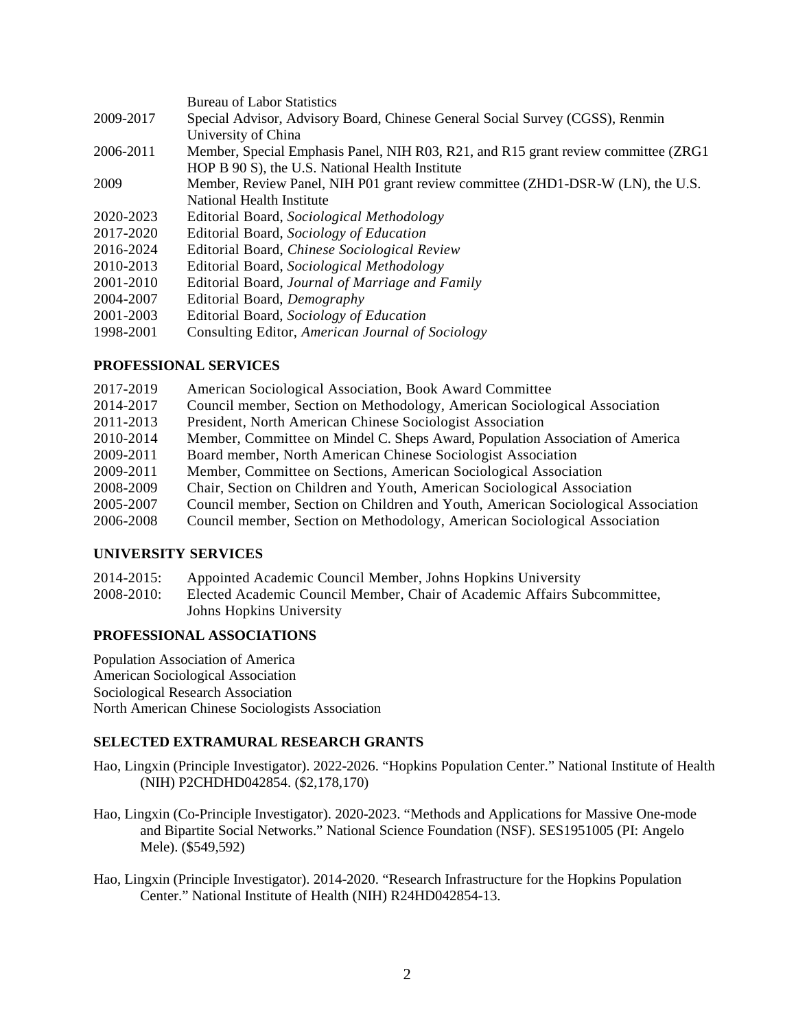Bureau of Labor Statistics

2009-2017 Special Advisor, Advisory Board, Chinese General Social Survey (CGSS), Renmin University of China

2006-2011 Member, Special Emphasis Panel, NIH R03, R21, and R15 grant review committee (ZRG1 HOP B 90 S), the U.S. National Health Institute

2009 Member, Review Panel, NIH P01 grant review committee (ZHD1-DSR-W (LN), the U.S. National Health Institute

2020-2023 Editorial Board, *Sociological Methodology*

2017-2020 Editorial Board, *Sociology of Education*

2016-2024 Editorial Board, *Chinese Sociological Review*

2010-2013 Editorial Board, *Sociological Methodology*

2001-2010 Editorial Board, *Journal of Marriage and Family*

2004-2007 Editorial Board, *Demography*

2001-2003 Editorial Board, *Sociology of Education*

1998-2001 Consulting Editor, *American Journal of Sociology*

## PROFESSIONAL SERVICES

2017-2019 American Sociological Association, Book Award Committee

2014-2017 Council member, Section on Methodology, American Sociological Association

2011-2013 President, North American Chinese Sociologist Association

2010-2014 Member, Committee on Mindel C. Sheps Award, Population Association of America

2009-2011 Board member, North American Chinese Sociologist Association

2009-2011 Member, Committee on Sections, American Sociological Association

2008-2009 Chair, Section on Children and Youth, American Sociological Association

2005-2007 Council member, Section on Children and Youth, American Sociological Association

2006-2008 Council member, Section on Methodology, American Sociological Association

## UNIVERSITY SERVICES

2014-2015: Appointed Academic Council Member, Johns Hopkins University

2008-2010: Elected Academic Council Member, Chair of Academic Affairs Subcommittee, Johns Hopkins University

## PROFESSIONAL ASSOCIATIONS

Population Association of America
American Sociological Association
Sociological Research Association
North American Chinese Sociologists Association

## SELECTED EXTRAMURAL RESEARCH GRANTS

Hao, Lingxin (Principle Investigator). 2022-2026. "Hopkins Population Center." National Institute of Health (NIH) P2CHDHD042854. ($2,178,170)

Hao, Lingxin (Co-Principle Investigator). 2020-2023. "Methods and Applications for Massive One-mode and Bipartite Social Networks." National Science Foundation (NSF). SES1951005 (PI: Angelo Mele). ($549,592)

Hao, Lingxin (Principle Investigator). 2014-2020. "Research Infrastructure for the Hopkins Population Center." National Institute of Health (NIH) R24HD042854-13.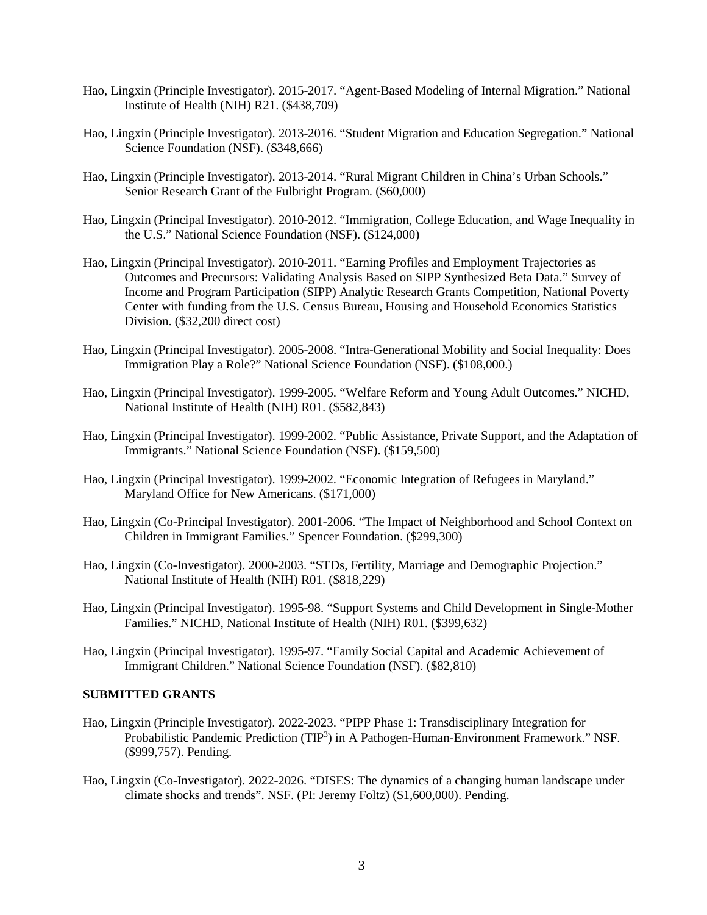Hao, Lingxin (Principle Investigator). 2015-2017. "Agent-Based Modeling of Internal Migration." National Institute of Health (NIH) R21. ($438,709)

Hao, Lingxin (Principle Investigator). 2013-2016. "Student Migration and Education Segregation." National Science Foundation (NSF). ($348,666)

Hao, Lingxin (Principle Investigator). 2013-2014. "Rural Migrant Children in China's Urban Schools." Senior Research Grant of the Fulbright Program. ($60,000)

Hao, Lingxin (Principal Investigator). 2010-2012. "Immigration, College Education, and Wage Inequality in the U.S." National Science Foundation (NSF). ($124,000)

Hao, Lingxin (Principal Investigator). 2010-2011. "Earning Profiles and Employment Trajectories as Outcomes and Precursors: Validating Analysis Based on SIPP Synthesized Beta Data." Survey of Income and Program Participation (SIPP) Analytic Research Grants Competition, National Poverty Center with funding from the U.S. Census Bureau, Housing and Household Economics Statistics Division. ($32,200 direct cost)

Hao, Lingxin (Principal Investigator). 2005-2008. "Intra-Generational Mobility and Social Inequality: Does Immigration Play a Role?" National Science Foundation (NSF). ($108,000.)

Hao, Lingxin (Principal Investigator). 1999-2005. "Welfare Reform and Young Adult Outcomes." NICHD, National Institute of Health (NIH) R01. ($582,843)

Hao, Lingxin (Principal Investigator). 1999-2002. "Public Assistance, Private Support, and the Adaptation of Immigrants." National Science Foundation (NSF). ($159,500)

Hao, Lingxin (Principal Investigator). 1999-2002. "Economic Integration of Refugees in Maryland." Maryland Office for New Americans. ($171,000)

Hao, Lingxin (Co-Principal Investigator). 2001-2006. "The Impact of Neighborhood and School Context on Children in Immigrant Families." Spencer Foundation. ($299,300)

Hao, Lingxin (Co-Investigator). 2000-2003. "STDs, Fertility, Marriage and Demographic Projection." National Institute of Health (NIH) R01. ($818,229)

Hao, Lingxin (Principal Investigator). 1995-98. "Support Systems and Child Development in Single-Mother Families." NICHD, National Institute of Health (NIH) R01. ($399,632)

Hao, Lingxin (Principal Investigator). 1995-97. "Family Social Capital and Academic Achievement of Immigrant Children." National Science Foundation (NSF). ($82,810)

**SUBMITTED GRANTS**

Hao, Lingxin (Principle Investigator). 2022-2023. "PIPP Phase 1: Transdisciplinary Integration for Probabilistic Pandemic Prediction ($TIP^3$) in A Pathogen-Human-Environment Framework." NSF. ($999,757). Pending.

Hao, Lingxin (Co-Investigator). 2022-2026. "DISES: The dynamics of a changing human landscape under climate shocks and trends". NSF. (PI: Jeremy Foltz) ($1,600,000). Pending.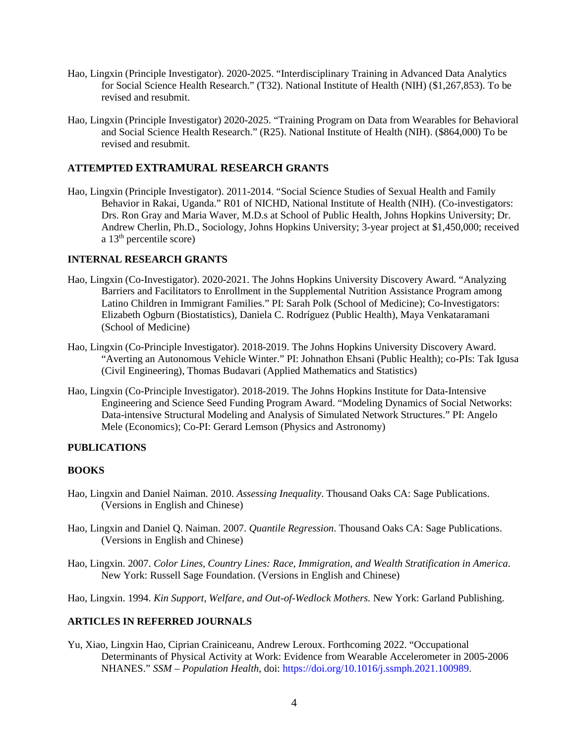Hao, Lingxin (Principle Investigator). 2020-2025. "Interdisciplinary Training in Advanced Data Analytics for Social Science Health Research." (T32). National Institute of Health (NIH) ($1,267,853). To be revised and resubmit.

Hao, Lingxin (Principle Investigator) 2020-2025. "Training Program on Data from Wearables for Behavioral and Social Science Health Research." (R25). National Institute of Health (NIH). ($864,000) To be revised and resubmit.

### ATTEMPTED EXTRAMURAL RESEARCH GRANTS

Hao, Lingxin (Principle Investigator). 2011-2014. "Social Science Studies of Sexual Health and Family Behavior in Rakai, Uganda." R01 of NICHD, National Institute of Health (NIH). (Co-investigators: Drs. Ron Gray and Maria Waver, M.D.s at School of Public Health, Johns Hopkins University; Dr. Andrew Cherlin, Ph.D., Sociology, Johns Hopkins University; 3-year project at $1,450,000; received a 13th percentile score)

### INTERNAL RESEARCH GRANTS

Hao, Lingxin (Co-Investigator). 2020-2021. The Johns Hopkins University Discovery Award. "Analyzing Barriers and Facilitators to Enrollment in the Supplemental Nutrition Assistance Program among Latino Children in Immigrant Families." PI: Sarah Polk (School of Medicine); Co-Investigators: Elizabeth Ogburn (Biostatistics), Daniela C. Rodríguez (Public Health), Maya Venkataramani (School of Medicine)

Hao, Lingxin (Co-Principle Investigator). 2018-2019. The Johns Hopkins University Discovery Award. "Averting an Autonomous Vehicle Winter." PI: Johnathon Ehsani (Public Health); co-PIs: Tak Igusa (Civil Engineering), Thomas Budavari (Applied Mathematics and Statistics)

Hao, Lingxin (Co-Principle Investigator). 2018-2019. The Johns Hopkins Institute for Data-Intensive Engineering and Science Seed Funding Program Award. "Modeling Dynamics of Social Networks: Data-intensive Structural Modeling and Analysis of Simulated Network Structures." PI: Angelo Mele (Economics); Co-PI: Gerard Lemson (Physics and Astronomy)

## PUBLICATIONS

### BOOKS

Hao, Lingxin and Daniel Naiman. 2010. *Assessing Inequality*. Thousand Oaks CA: Sage Publications. (Versions in English and Chinese)

Hao, Lingxin and Daniel Q. Naiman. 2007. *Quantile Regression*. Thousand Oaks CA: Sage Publications. (Versions in English and Chinese)

Hao, Lingxin. 2007. *Color Lines, Country Lines: Race, Immigration, and Wealth Stratification in America.* New York: Russell Sage Foundation. (Versions in English and Chinese)

Hao, Lingxin. 1994. *Kin Support, Welfare, and Out-of-Wedlock Mothers.* New York: Garland Publishing.

### ARTICLES IN REFERRED JOURNALS

Yu, Xiao, Lingxin Hao, Ciprian Crainiceanu, Andrew Leroux. Forthcoming 2022. "Occupational Determinants of Physical Activity at Work: Evidence from Wearable Accelerometer in 2005-2006 NHANES." *SSM – Population Health*, doi: https://doi.org/10.1016/j.ssmph.2021.100989.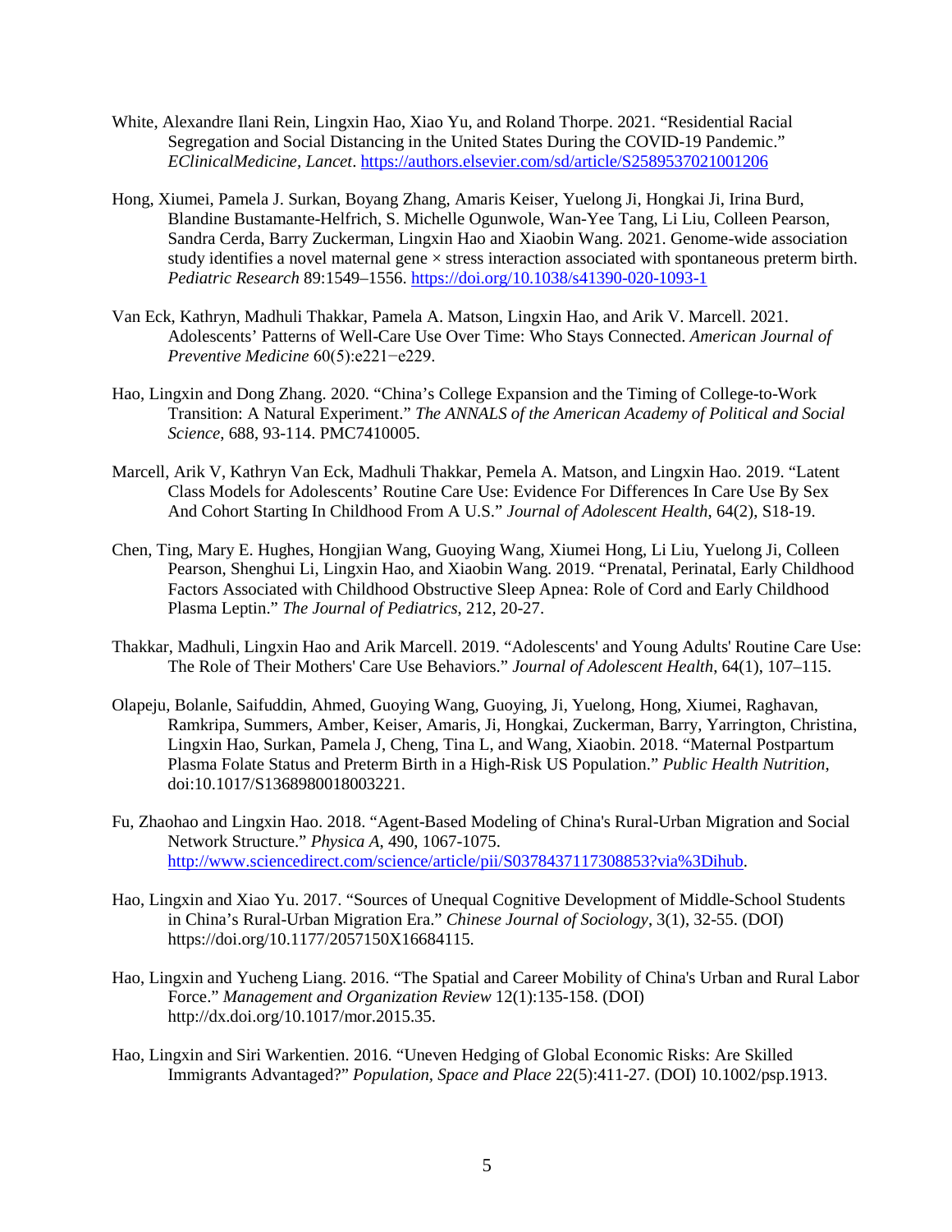White, Alexandre Ilani Rein, Lingxin Hao, Xiao Yu, and Roland Thorpe. 2021. "Residential Racial Segregation and Social Distancing in the United States During the COVID-19 Pandemic." *EClinicalMedicine, Lancet*. https://authors.elsevier.com/sd/article/S2589537021001206

Hong, Xiumei, Pamela J. Surkan, Boyang Zhang, Amaris Keiser, Yuelong Ji, Hongkai Ji, Irina Burd, Blandine Bustamante-Helfrich, S. Michelle Ogunwole, Wan-Yee Tang, Li Liu, Colleen Pearson, Sandra Cerda, Barry Zuckerman, Lingxin Hao and Xiaobin Wang. 2021. Genome-wide association study identifies a novel maternal gene × stress interaction associated with spontaneous preterm birth. *Pediatric Research* 89:1549–1556. https://doi.org/10.1038/s41390-020-1093-1

Van Eck, Kathryn, Madhuli Thakkar, Pamela A. Matson, Lingxin Hao, and Arik V. Marcell. 2021. Adolescents' Patterns of Well-Care Use Over Time: Who Stays Connected. *American Journal of Preventive Medicine* 60(5):e221−e229.

Hao, Lingxin and Dong Zhang. 2020. "China's College Expansion and the Timing of College-to-Work Transition: A Natural Experiment." *The ANNALS of the American Academy of Political and Social Science*, 688, 93-114. PMC7410005.

Marcell, Arik V, Kathryn Van Eck, Madhuli Thakkar, Pemela A. Matson, and Lingxin Hao. 2019. "Latent Class Models for Adolescents' Routine Care Use: Evidence For Differences In Care Use By Sex And Cohort Starting In Childhood From A U.S." *Journal of Adolescent Health*, 64(2), S18-19.

Chen, Ting, Mary E. Hughes, Hongjian Wang, Guoying Wang, Xiumei Hong, Li Liu, Yuelong Ji, Colleen Pearson, Shenghui Li, Lingxin Hao, and Xiaobin Wang. 2019. "Prenatal, Perinatal, Early Childhood Factors Associated with Childhood Obstructive Sleep Apnea: Role of Cord and Early Childhood Plasma Leptin." *The Journal of Pediatrics*, 212, 20-27.

Thakkar, Madhuli, Lingxin Hao and Arik Marcell. 2019. "Adolescents' and Young Adults' Routine Care Use: The Role of Their Mothers' Care Use Behaviors." *Journal of Adolescent Health*, 64(1), 107–115.

Olapeju, Bolanle, Saifuddin, Ahmed, Guoying Wang, Guoying, Ji, Yuelong, Hong, Xiumei, Raghavan, Ramkripa, Summers, Amber, Keiser, Amaris, Ji, Hongkai, Zuckerman, Barry, Yarrington, Christina, Lingxin Hao, Surkan, Pamela J, Cheng, Tina L, and Wang, Xiaobin. 2018. "Maternal Postpartum Plasma Folate Status and Preterm Birth in a High-Risk US Population." *Public Health Nutrition*, doi:10.1017/S1368980018003221.

Fu, Zhaohao and Lingxin Hao. 2018. "Agent-Based Modeling of China's Rural-Urban Migration and Social Network Structure." *Physica A*, 490, 1067-1075. http://www.sciencedirect.com/science/article/pii/S0378437117308853?via%3Dihub.

Hao, Lingxin and Xiao Yu. 2017. "Sources of Unequal Cognitive Development of Middle-School Students in China's Rural-Urban Migration Era." *Chinese Journal of Sociology*, 3(1), 32-55. (DOI) https://doi.org/10.1177/2057150X16684115.

Hao, Lingxin and Yucheng Liang. 2016. "The Spatial and Career Mobility of China's Urban and Rural Labor Force." *Management and Organization Review* 12(1):135-158. (DOI) http://dx.doi.org/10.1017/mor.2015.35.

Hao, Lingxin and Siri Warkentien. 2016. "Uneven Hedging of Global Economic Risks: Are Skilled Immigrants Advantaged?" *Population, Space and Place* 22(5):411-27. (DOI) 10.1002/psp.1913.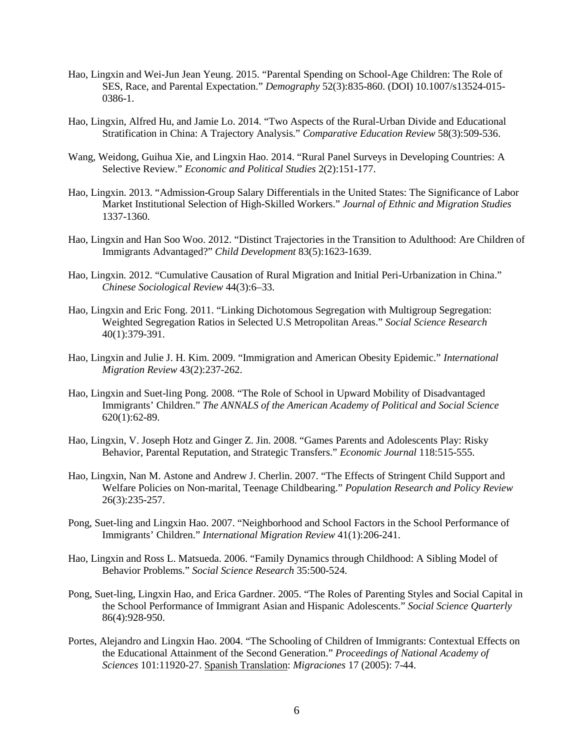Hao, Lingxin and Wei-Jun Jean Yeung. 2015. "Parental Spending on School-Age Children: The Role of SES, Race, and Parental Expectation." *Demography* 52(3):835-860. (DOI) 10.1007/s13524-015-0386-1.

Hao, Lingxin, Alfred Hu, and Jamie Lo. 2014. "Two Aspects of the Rural-Urban Divide and Educational Stratification in China: A Trajectory Analysis." *Comparative Education Review* 58(3):509-536.

Wang, Weidong, Guihua Xie, and Lingxin Hao. 2014. "Rural Panel Surveys in Developing Countries: A Selective Review." *Economic and Political Studies* 2(2):151-177.

Hao, Lingxin. 2013. "Admission-Group Salary Differentials in the United States: The Significance of Labor Market Institutional Selection of High-Skilled Workers." *Journal of Ethnic and Migration Studies* 1337-1360.

Hao, Lingxin and Han Soo Woo. 2012. "Distinct Trajectories in the Transition to Adulthood: Are Children of Immigrants Advantaged?" *Child Development* 83(5):1623-1639.

Hao, Lingxin. 2012. "Cumulative Causation of Rural Migration and Initial Peri-Urbanization in China." *Chinese Sociological Review* 44(3):6–33.

Hao, Lingxin and Eric Fong. 2011. "Linking Dichotomous Segregation with Multigroup Segregation: Weighted Segregation Ratios in Selected U.S Metropolitan Areas." *Social Science Research* 40(1):379-391.

Hao, Lingxin and Julie J. H. Kim. 2009. "Immigration and American Obesity Epidemic." *International Migration Review* 43(2):237-262.

Hao, Lingxin and Suet-ling Pong. 2008. "The Role of School in Upward Mobility of Disadvantaged Immigrants' Children." *The ANNALS of the American Academy of Political and Social Science* 620(1):62-89.

Hao, Lingxin, V. Joseph Hotz and Ginger Z. Jin. 2008. "Games Parents and Adolescents Play: Risky Behavior, Parental Reputation, and Strategic Transfers." *Economic Journal* 118:515-555.

Hao, Lingxin, Nan M. Astone and Andrew J. Cherlin. 2007. "The Effects of Stringent Child Support and Welfare Policies on Non-marital, Teenage Childbearing." *Population Research and Policy Review* 26(3):235-257.

Pong, Suet-ling and Lingxin Hao. 2007. "Neighborhood and School Factors in the School Performance of Immigrants' Children." *International Migration Review* 41(1):206-241.

Hao, Lingxin and Ross L. Matsueda. 2006. "Family Dynamics through Childhood: A Sibling Model of Behavior Problems." *Social Science Research* 35:500-524.

Pong, Suet-ling, Lingxin Hao, and Erica Gardner. 2005. "The Roles of Parenting Styles and Social Capital in the School Performance of Immigrant Asian and Hispanic Adolescents." *Social Science Quarterly* 86(4):928-950.

Portes, Alejandro and Lingxin Hao. 2004. "The Schooling of Children of Immigrants: Contextual Effects on the Educational Attainment of the Second Generation." *Proceedings of National Academy of Sciences* 101:11920-27. Spanish Translation: *Migraciones* 17 (2005): 7-44.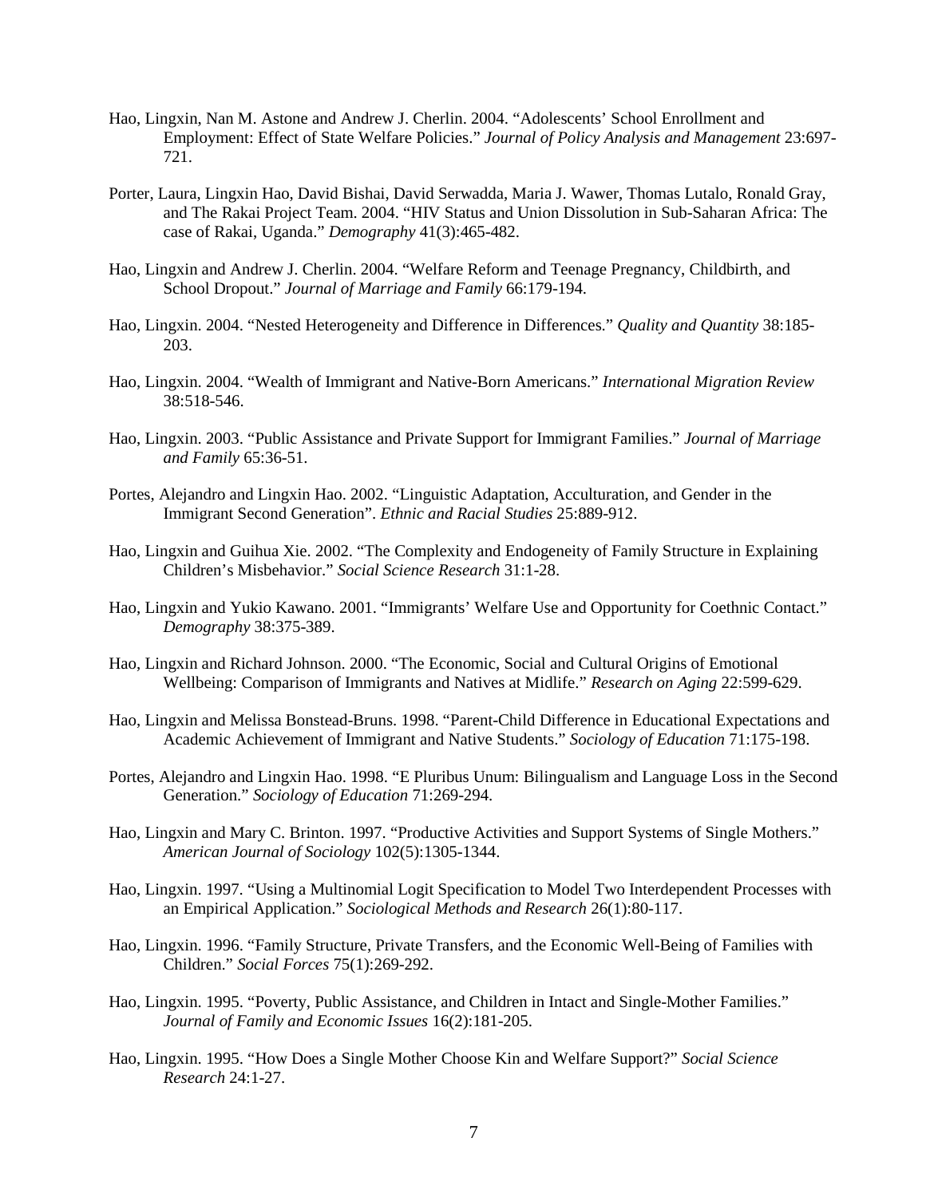Hao, Lingxin, Nan M. Astone and Andrew J. Cherlin. 2004. "Adolescents' School Enrollment and Employment: Effect of State Welfare Policies." *Journal of Policy Analysis and Management* 23:697-721.

Porter, Laura, Lingxin Hao, David Bishai, David Serwadda, Maria J. Wawer, Thomas Lutalo, Ronald Gray, and The Rakai Project Team. 2004. "HIV Status and Union Dissolution in Sub-Saharan Africa: The case of Rakai, Uganda." *Demography* 41(3):465-482.

Hao, Lingxin and Andrew J. Cherlin. 2004. "Welfare Reform and Teenage Pregnancy, Childbirth, and School Dropout." *Journal of Marriage and Family* 66:179-194.

Hao, Lingxin. 2004. "Nested Heterogeneity and Difference in Differences." *Quality and Quantity* 38:185-203.

Hao, Lingxin. 2004. "Wealth of Immigrant and Native-Born Americans." *International Migration Review* 38:518-546.

Hao, Lingxin. 2003. "Public Assistance and Private Support for Immigrant Families." *Journal of Marriage and Family* 65:36-51.

Portes, Alejandro and Lingxin Hao. 2002. "Linguistic Adaptation, Acculturation, and Gender in the Immigrant Second Generation". *Ethnic and Racial Studies* 25:889-912.

Hao, Lingxin and Guihua Xie. 2002. "The Complexity and Endogeneity of Family Structure in Explaining Children's Misbehavior." *Social Science Research* 31:1-28.

Hao, Lingxin and Yukio Kawano. 2001. "Immigrants' Welfare Use and Opportunity for Coethnic Contact." *Demography* 38:375-389.

Hao, Lingxin and Richard Johnson. 2000. "The Economic, Social and Cultural Origins of Emotional Wellbeing: Comparison of Immigrants and Natives at Midlife." *Research on Aging* 22:599-629.

Hao, Lingxin and Melissa Bonstead-Bruns. 1998. "Parent-Child Difference in Educational Expectations and Academic Achievement of Immigrant and Native Students." *Sociology of Education* 71:175-198.

Portes, Alejandro and Lingxin Hao. 1998. "E Pluribus Unum: Bilingualism and Language Loss in the Second Generation." *Sociology of Education* 71:269-294.

Hao, Lingxin and Mary C. Brinton. 1997. "Productive Activities and Support Systems of Single Mothers." *American Journal of Sociology* 102(5):1305-1344.

Hao, Lingxin. 1997. "Using a Multinomial Logit Specification to Model Two Interdependent Processes with an Empirical Application." *Sociological Methods and Research* 26(1):80-117.

Hao, Lingxin. 1996. "Family Structure, Private Transfers, and the Economic Well-Being of Families with Children." *Social Forces* 75(1):269-292.

Hao, Lingxin. 1995. "Poverty, Public Assistance, and Children in Intact and Single-Mother Families." *Journal of Family and Economic Issues* 16(2):181-205.

Hao, Lingxin. 1995. "How Does a Single Mother Choose Kin and Welfare Support?" *Social Science Research* 24:1-27.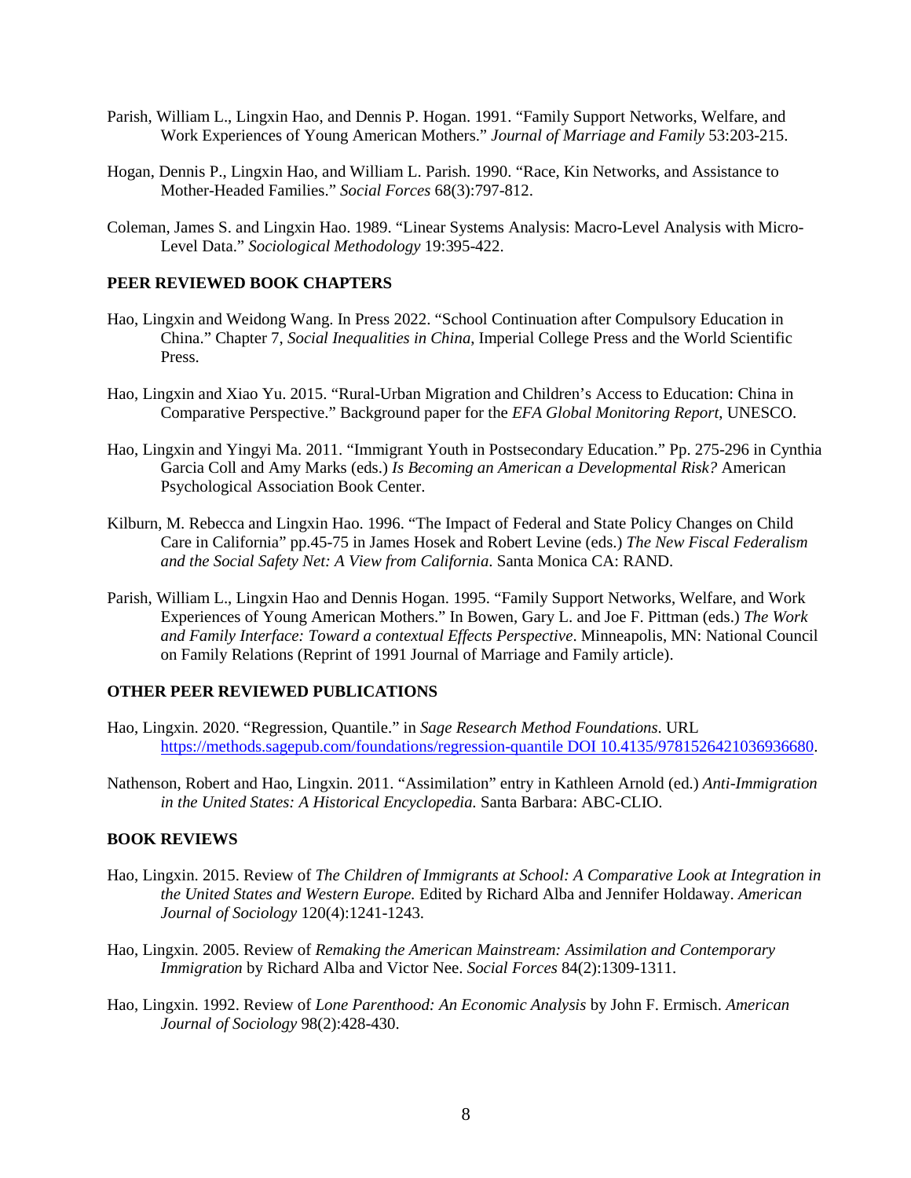Parish, William L., Lingxin Hao, and Dennis P. Hogan. 1991. "Family Support Networks, Welfare, and Work Experiences of Young American Mothers." *Journal of Marriage and Family* 53:203-215.

Hogan, Dennis P., Lingxin Hao, and William L. Parish. 1990. "Race, Kin Networks, and Assistance to Mother-Headed Families." *Social Forces* 68(3):797-812.

Coleman, James S. and Lingxin Hao. 1989. "Linear Systems Analysis: Macro-Level Analysis with Micro-Level Data." *Sociological Methodology* 19:395-422.

## PEER REVIEWED BOOK CHAPTERS

Hao, Lingxin and Weidong Wang. In Press 2022. "School Continuation after Compulsory Education in China." Chapter 7, *Social Inequalities in China*, Imperial College Press and the World Scientific Press.

Hao, Lingxin and Xiao Yu. 2015. "Rural-Urban Migration and Children's Access to Education: China in Comparative Perspective." Background paper for the *EFA Global Monitoring Report*, UNESCO.

Hao, Lingxin and Yingyi Ma. 2011. "Immigrant Youth in Postsecondary Education." Pp. 275-296 in Cynthia Garcia Coll and Amy Marks (eds.) *Is Becoming an American a Developmental Risk?* American Psychological Association Book Center.

Kilburn, M. Rebecca and Lingxin Hao. 1996. "The Impact of Federal and State Policy Changes on Child Care in California" pp.45-75 in James Hosek and Robert Levine (eds.) *The New Fiscal Federalism and the Social Safety Net: A View from California*. Santa Monica CA: RAND.

Parish, William L., Lingxin Hao and Dennis Hogan. 1995. "Family Support Networks, Welfare, and Work Experiences of Young American Mothers." In Bowen, Gary L. and Joe F. Pittman (eds.) *The Work and Family Interface: Toward a contextual Effects Perspective*. Minneapolis, MN: National Council on Family Relations (Reprint of 1991 Journal of Marriage and Family article).

## OTHER PEER REVIEWED PUBLICATIONS

Hao, Lingxin. 2020. "Regression, Quantile." in *Sage Research Method Foundations*. URL https://methods.sagepub.com/foundations/regression-quantile DOI 10.4135/9781526421036936680.

Nathenson, Robert and Hao, Lingxin. 2011. "Assimilation" entry in Kathleen Arnold (ed.) *Anti-Immigration in the United States: A Historical Encyclopedia.* Santa Barbara: ABC-CLIO.

## BOOK REVIEWS

Hao, Lingxin. 2015. Review of *The Children of Immigrants at School: A Comparative Look at Integration in the United States and Western Europe.* Edited by Richard Alba and Jennifer Holdaway. *American Journal of Sociology* 120(4):1241-1243.

Hao, Lingxin. 2005. Review of *Remaking the American Mainstream: Assimilation and Contemporary Immigration* by Richard Alba and Victor Nee. *Social Forces* 84(2):1309-1311.

Hao, Lingxin. 1992. Review of *Lone Parenthood: An Economic Analysis* by John F. Ermisch. *American Journal of Sociology* 98(2):428-430.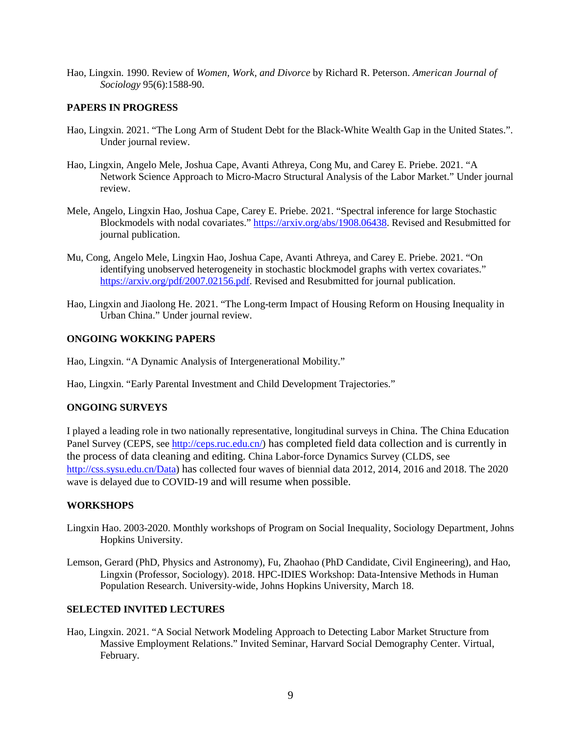Hao, Lingxin. 1990. Review of *Women, Work, and Divorce* by Richard R. Peterson. *American Journal of Sociology* 95(6):1588-90.

## PAPERS IN PROGRESS

Hao, Lingxin. 2021. "The Long Arm of Student Debt for the Black-White Wealth Gap in the United States.". Under journal review.

Hao, Lingxin, Angelo Mele, Joshua Cape, Avanti Athreya, Cong Mu, and Carey E. Priebe. 2021. "A Network Science Approach to Micro-Macro Structural Analysis of the Labor Market." Under journal review.

Mele, Angelo, Lingxin Hao, Joshua Cape, Carey E. Priebe. 2021. "Spectral inference for large Stochastic Blockmodels with nodal covariates." https://arxiv.org/abs/1908.06438. Revised and Resubmitted for journal publication.

Mu, Cong, Angelo Mele, Lingxin Hao, Joshua Cape, Avanti Athreya, and Carey E. Priebe. 2021. "On identifying unobserved heterogeneity in stochastic blockmodel graphs with vertex covariates." https://arxiv.org/pdf/2007.02156.pdf. Revised and Resubmitted for journal publication.

Hao, Lingxin and Jiaolong He. 2021. "The Long-term Impact of Housing Reform on Housing Inequality in Urban China." Under journal review.

## ONGOING WOKKING PAPERS

Hao, Lingxin. "A Dynamic Analysis of Intergenerational Mobility."

Hao, Lingxin. "Early Parental Investment and Child Development Trajectories."

## ONGOING SURVEYS

I played a leading role in two nationally representative, longitudinal surveys in China. The China Education Panel Survey (CEPS, see http://ceps.ruc.edu.cn/) has completed field data collection and is currently in the process of data cleaning and editing. China Labor-force Dynamics Survey (CLDS, see http://css.sysu.edu.cn/Data) has collected four waves of biennial data 2012, 2014, 2016 and 2018. The 2020 wave is delayed due to COVID-19 and will resume when possible.

## WORKSHOPS

Lingxin Hao. 2003-2020. Monthly workshops of Program on Social Inequality, Sociology Department, Johns Hopkins University.

Lemson, Gerard (PhD, Physics and Astronomy), Fu, Zhaohao (PhD Candidate, Civil Engineering), and Hao, Lingxin (Professor, Sociology). 2018. HPC-IDIES Workshop: Data-Intensive Methods in Human Population Research. University-wide, Johns Hopkins University, March 18.

## SELECTED INVITED LECTURES

Hao, Lingxin. 2021. "A Social Network Modeling Approach to Detecting Labor Market Structure from Massive Employment Relations." Invited Seminar, Harvard Social Demography Center. Virtual, February.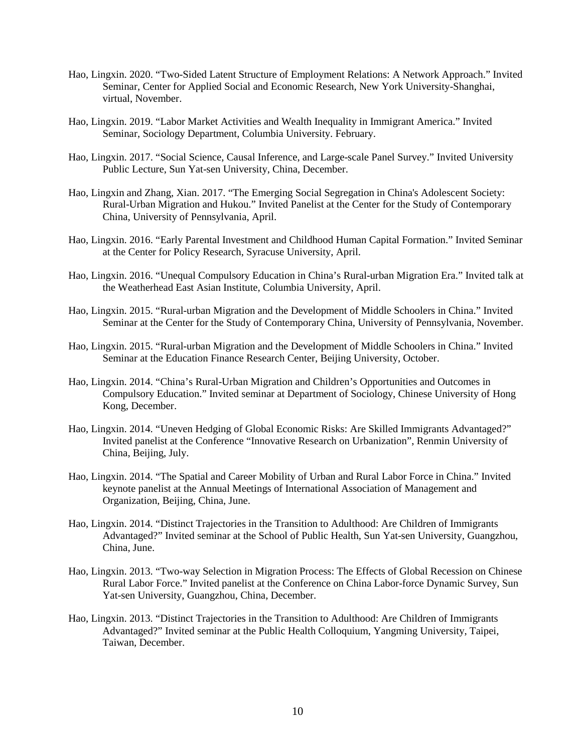Hao, Lingxin. 2020. "Two-Sided Latent Structure of Employment Relations: A Network Approach." Invited Seminar, Center for Applied Social and Economic Research, New York University-Shanghai, virtual, November.

Hao, Lingxin. 2019. "Labor Market Activities and Wealth Inequality in Immigrant America." Invited Seminar, Sociology Department, Columbia University. February.

Hao, Lingxin. 2017. "Social Science, Causal Inference, and Large-scale Panel Survey." Invited University Public Lecture, Sun Yat-sen University, China, December.

Hao, Lingxin and Zhang, Xian. 2017. "The Emerging Social Segregation in China's Adolescent Society: Rural-Urban Migration and Hukou." Invited Panelist at the Center for the Study of Contemporary China, University of Pennsylvania, April.

Hao, Lingxin. 2016. "Early Parental Investment and Childhood Human Capital Formation." Invited Seminar at the Center for Policy Research, Syracuse University, April.

Hao, Lingxin. 2016. "Unequal Compulsory Education in China's Rural-urban Migration Era." Invited talk at the Weatherhead East Asian Institute, Columbia University, April.

Hao, Lingxin. 2015. "Rural-urban Migration and the Development of Middle Schoolers in China." Invited Seminar at the Center for the Study of Contemporary China, University of Pennsylvania, November.

Hao, Lingxin. 2015. "Rural-urban Migration and the Development of Middle Schoolers in China." Invited Seminar at the Education Finance Research Center, Beijing University, October.

Hao, Lingxin. 2014. "China's Rural-Urban Migration and Children's Opportunities and Outcomes in Compulsory Education." Invited seminar at Department of Sociology, Chinese University of Hong Kong, December.

Hao, Lingxin. 2014. "Uneven Hedging of Global Economic Risks: Are Skilled Immigrants Advantaged?" Invited panelist at the Conference "Innovative Research on Urbanization", Renmin University of China, Beijing, July.

Hao, Lingxin. 2014. "The Spatial and Career Mobility of Urban and Rural Labor Force in China." Invited keynote panelist at the Annual Meetings of International Association of Management and Organization, Beijing, China, June.

Hao, Lingxin. 2014. "Distinct Trajectories in the Transition to Adulthood: Are Children of Immigrants Advantaged?" Invited seminar at the School of Public Health, Sun Yat-sen University, Guangzhou, China, June.

Hao, Lingxin. 2013. "Two-way Selection in Migration Process: The Effects of Global Recession on Chinese Rural Labor Force." Invited panelist at the Conference on China Labor-force Dynamic Survey, Sun Yat-sen University, Guangzhou, China, December.

Hao, Lingxin. 2013. "Distinct Trajectories in the Transition to Adulthood: Are Children of Immigrants Advantaged?" Invited seminar at the Public Health Colloquium, Yangming University, Taipei, Taiwan, December.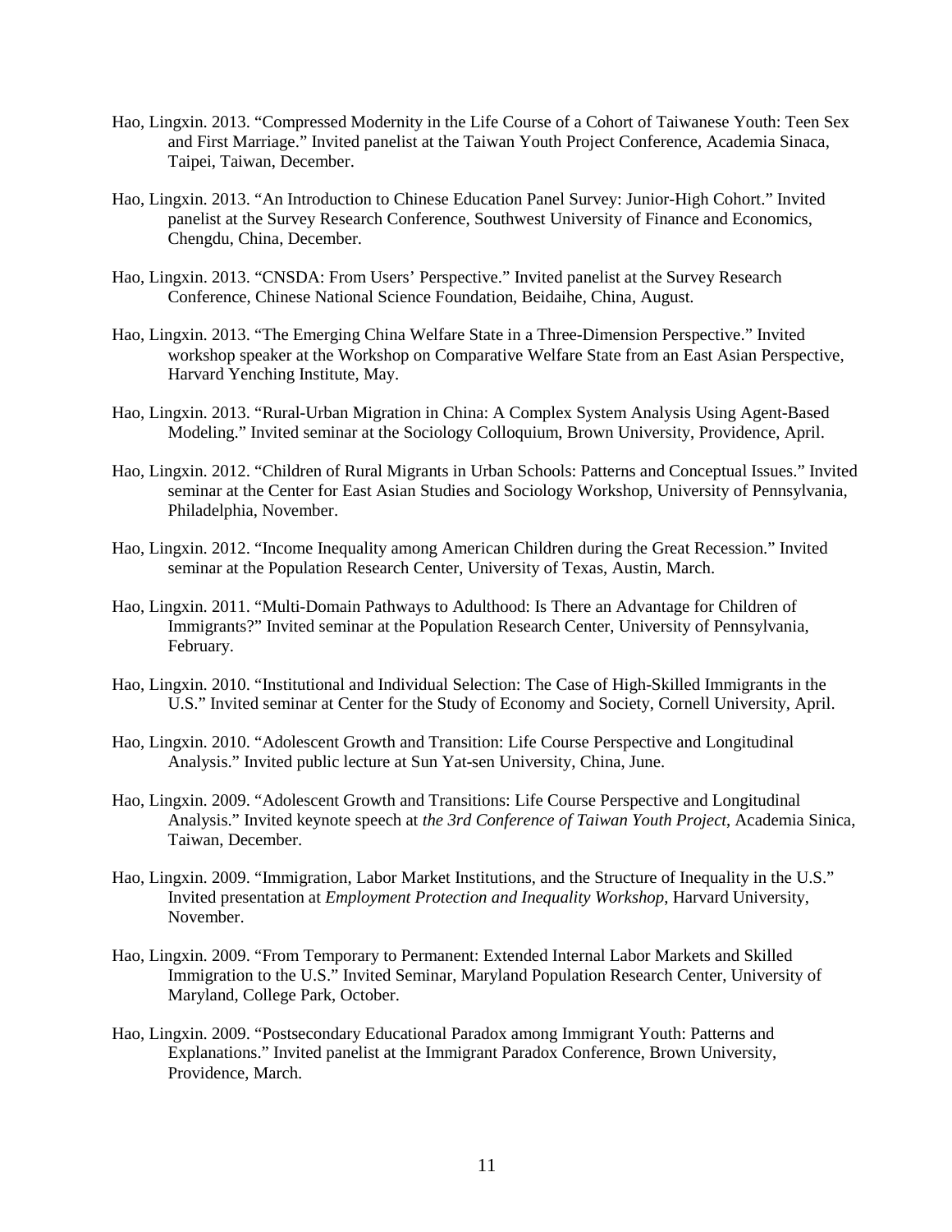Hao, Lingxin. 2013. "Compressed Modernity in the Life Course of a Cohort of Taiwanese Youth: Teen Sex and First Marriage." Invited panelist at the Taiwan Youth Project Conference, Academia Sinaca, Taipei, Taiwan, December.

Hao, Lingxin. 2013. "An Introduction to Chinese Education Panel Survey: Junior-High Cohort." Invited panelist at the Survey Research Conference, Southwest University of Finance and Economics, Chengdu, China, December.

Hao, Lingxin. 2013. "CNSDA: From Users' Perspective." Invited panelist at the Survey Research Conference, Chinese National Science Foundation, Beidaihe, China, August.

Hao, Lingxin. 2013. "The Emerging China Welfare State in a Three-Dimension Perspective." Invited workshop speaker at the Workshop on Comparative Welfare State from an East Asian Perspective, Harvard Yenching Institute, May.

Hao, Lingxin. 2013. "Rural-Urban Migration in China: A Complex System Analysis Using Agent-Based Modeling." Invited seminar at the Sociology Colloquium, Brown University, Providence, April.

Hao, Lingxin. 2012. "Children of Rural Migrants in Urban Schools: Patterns and Conceptual Issues." Invited seminar at the Center for East Asian Studies and Sociology Workshop, University of Pennsylvania, Philadelphia, November.

Hao, Lingxin. 2012. "Income Inequality among American Children during the Great Recession." Invited seminar at the Population Research Center, University of Texas, Austin, March.

Hao, Lingxin. 2011. "Multi-Domain Pathways to Adulthood: Is There an Advantage for Children of Immigrants?" Invited seminar at the Population Research Center, University of Pennsylvania, February.

Hao, Lingxin. 2010. "Institutional and Individual Selection: The Case of High-Skilled Immigrants in the U.S." Invited seminar at Center for the Study of Economy and Society, Cornell University, April.

Hao, Lingxin. 2010. "Adolescent Growth and Transition: Life Course Perspective and Longitudinal Analysis." Invited public lecture at Sun Yat-sen University, China, June.

Hao, Lingxin. 2009. "Adolescent Growth and Transitions: Life Course Perspective and Longitudinal Analysis." Invited keynote speech at *the 3rd Conference of Taiwan Youth Project*, Academia Sinica, Taiwan, December.

Hao, Lingxin. 2009. "Immigration, Labor Market Institutions, and the Structure of Inequality in the U.S." Invited presentation at *Employment Protection and Inequality Workshop*, Harvard University, November.

Hao, Lingxin. 2009. "From Temporary to Permanent: Extended Internal Labor Markets and Skilled Immigration to the U.S." Invited Seminar, Maryland Population Research Center, University of Maryland, College Park, October.

Hao, Lingxin. 2009. "Postsecondary Educational Paradox among Immigrant Youth: Patterns and Explanations." Invited panelist at the Immigrant Paradox Conference, Brown University, Providence, March.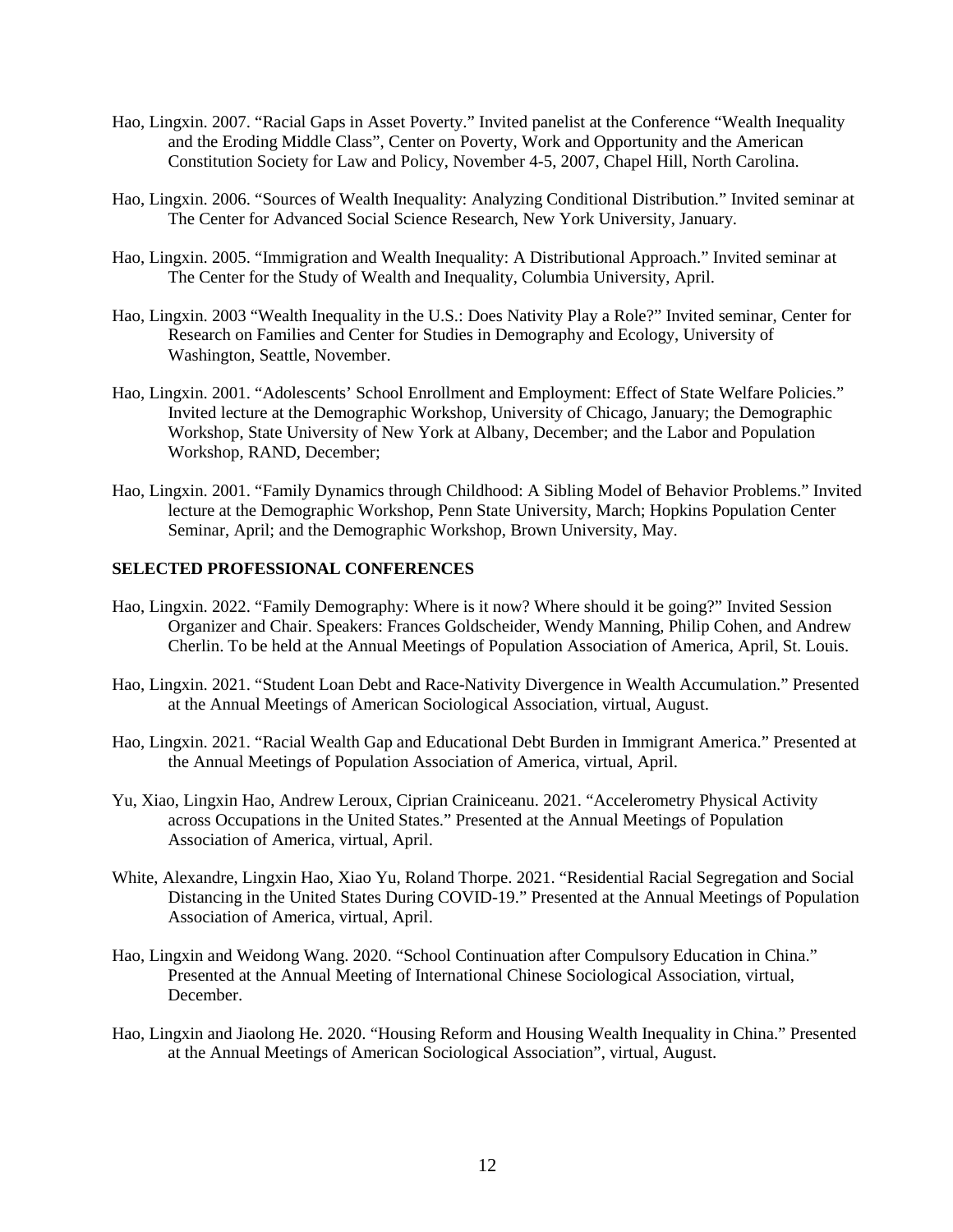Hao, Lingxin. 2007. “Racial Gaps in Asset Poverty.” Invited panelist at the Conference “Wealth Inequality and the Eroding Middle Class”, Center on Poverty, Work and Opportunity and the American Constitution Society for Law and Policy, November 4-5, 2007, Chapel Hill, North Carolina.

Hao, Lingxin. 2006. “Sources of Wealth Inequality: Analyzing Conditional Distribution.” Invited seminar at The Center for Advanced Social Science Research, New York University, January.

Hao, Lingxin. 2005. “Immigration and Wealth Inequality: A Distributional Approach.” Invited seminar at The Center for the Study of Wealth and Inequality, Columbia University, April.

Hao, Lingxin. 2003 “Wealth Inequality in the U.S.: Does Nativity Play a Role?” Invited seminar, Center for Research on Families and Center for Studies in Demography and Ecology, University of Washington, Seattle, November.

Hao, Lingxin. 2001. “Adolescents’ School Enrollment and Employment: Effect of State Welfare Policies.” Invited lecture at the Demographic Workshop, University of Chicago, January; the Demographic Workshop, State University of New York at Albany, December; and the Labor and Population Workshop, RAND, December;

Hao, Lingxin. 2001. “Family Dynamics through Childhood: A Sibling Model of Behavior Problems.” Invited lecture at the Demographic Workshop, Penn State University, March; Hopkins Population Center Seminar, April; and the Demographic Workshop, Brown University, May.

**SELECTED PROFESSIONAL CONFERENCES**

Hao, Lingxin. 2022. “Family Demography: Where is it now? Where should it be going?” Invited Session Organizer and Chair. Speakers: Frances Goldscheider, Wendy Manning, Philip Cohen, and Andrew Cherlin. To be held at the Annual Meetings of Population Association of America, April, St. Louis.

Hao, Lingxin. 2021. “Student Loan Debt and Race-Nativity Divergence in Wealth Accumulation.” Presented at the Annual Meetings of American Sociological Association, virtual, August.

Hao, Lingxin. 2021. “Racial Wealth Gap and Educational Debt Burden in Immigrant America.” Presented at the Annual Meetings of Population Association of America, virtual, April.

Yu, Xiao, Lingxin Hao, Andrew Leroux, Ciprian Crainiceanu. 2021. “Accelerometry Physical Activity across Occupations in the United States.” Presented at the Annual Meetings of Population Association of America, virtual, April.

White, Alexandre, Lingxin Hao, Xiao Yu, Roland Thorpe. 2021. “Residential Racial Segregation and Social Distancing in the United States During COVID-19.” Presented at the Annual Meetings of Population Association of America, virtual, April.

Hao, Lingxin and Weidong Wang. 2020. “School Continuation after Compulsory Education in China.” Presented at the Annual Meeting of International Chinese Sociological Association, virtual, December.

Hao, Lingxin and Jiaolong He. 2020. “Housing Reform and Housing Wealth Inequality in China.” Presented at the Annual Meetings of American Sociological Association”, virtual, August.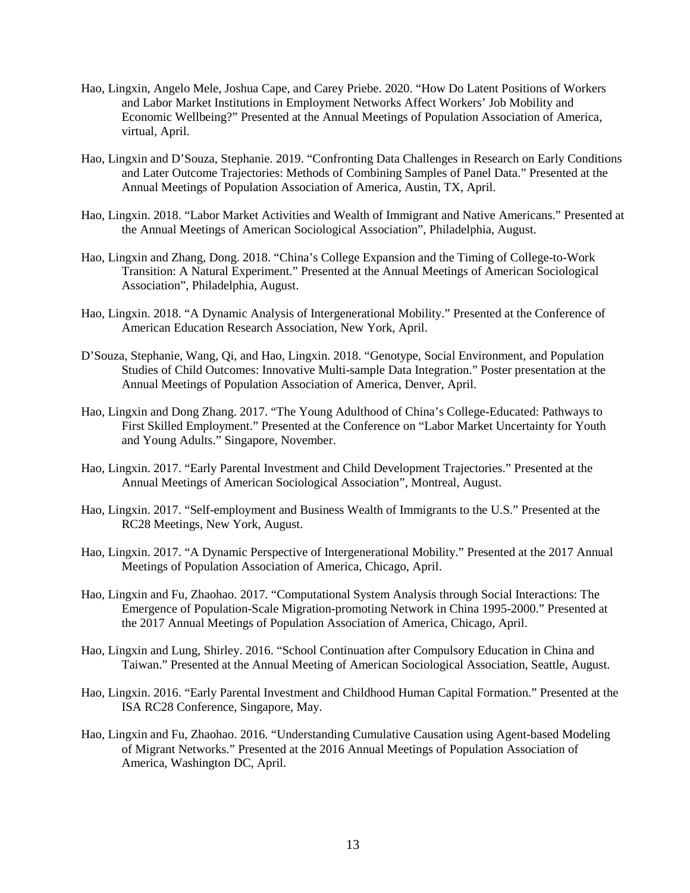Hao, Lingxin, Angelo Mele, Joshua Cape, and Carey Priebe. 2020. “How Do Latent Positions of Workers and Labor Market Institutions in Employment Networks Affect Workers’ Job Mobility and Economic Wellbeing?” Presented at the Annual Meetings of Population Association of America, virtual, April.

Hao, Lingxin and D’Souza, Stephanie. 2019. “Confronting Data Challenges in Research on Early Conditions and Later Outcome Trajectories: Methods of Combining Samples of Panel Data.” Presented at the Annual Meetings of Population Association of America, Austin, TX, April.

Hao, Lingxin. 2018. “Labor Market Activities and Wealth of Immigrant and Native Americans.” Presented at the Annual Meetings of American Sociological Association”, Philadelphia, August.

Hao, Lingxin and Zhang, Dong. 2018. “China’s College Expansion and the Timing of College-to-Work Transition: A Natural Experiment.” Presented at the Annual Meetings of American Sociological Association”, Philadelphia, August.

Hao, Lingxin. 2018. “A Dynamic Analysis of Intergenerational Mobility.” Presented at the Conference of American Education Research Association, New York, April.

D’Souza, Stephanie, Wang, Qi, and Hao, Lingxin. 2018. “Genotype, Social Environment, and Population Studies of Child Outcomes: Innovative Multi-sample Data Integration.” Poster presentation at the Annual Meetings of Population Association of America, Denver, April.

Hao, Lingxin and Dong Zhang. 2017. “The Young Adulthood of China’s College-Educated: Pathways to First Skilled Employment.” Presented at the Conference on “Labor Market Uncertainty for Youth and Young Adults.” Singapore, November.

Hao, Lingxin. 2017. “Early Parental Investment and Child Development Trajectories.” Presented at the Annual Meetings of American Sociological Association”, Montreal, August.

Hao, Lingxin. 2017. “Self-employment and Business Wealth of Immigrants to the U.S.” Presented at the RC28 Meetings, New York, August.

Hao, Lingxin. 2017. “A Dynamic Perspective of Intergenerational Mobility.” Presented at the 2017 Annual Meetings of Population Association of America, Chicago, April.

Hao, Lingxin and Fu, Zhaohao. 2017. “Computational System Analysis through Social Interactions: The Emergence of Population-Scale Migration-promoting Network in China 1995-2000.” Presented at the 2017 Annual Meetings of Population Association of America, Chicago, April.

Hao, Lingxin and Lung, Shirley. 2016. “School Continuation after Compulsory Education in China and Taiwan.” Presented at the Annual Meeting of American Sociological Association, Seattle, August.

Hao, Lingxin. 2016. “Early Parental Investment and Childhood Human Capital Formation.” Presented at the ISA RC28 Conference, Singapore, May.

Hao, Lingxin and Fu, Zhaohao. 2016. “Understanding Cumulative Causation using Agent-based Modeling of Migrant Networks.” Presented at the 2016 Annual Meetings of Population Association of America, Washington DC, April.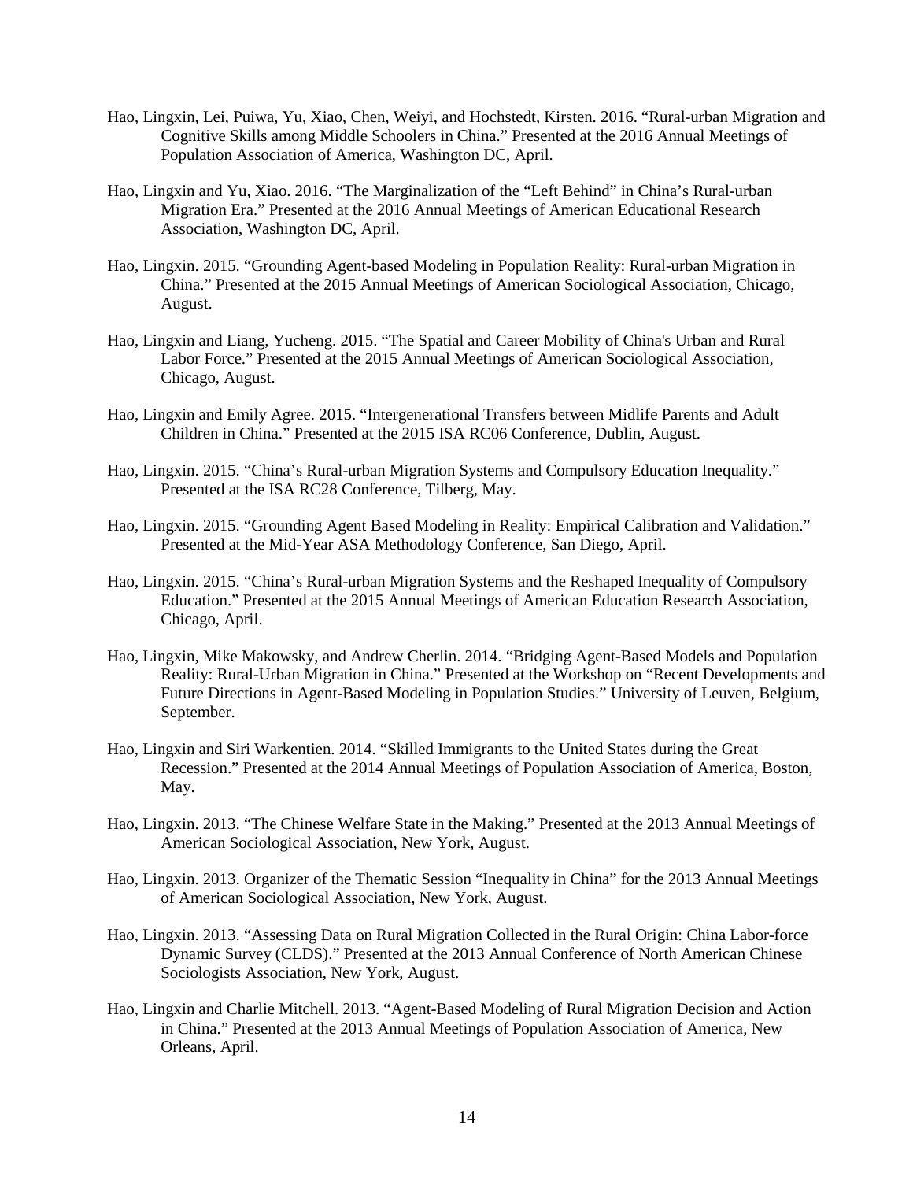Hao, Lingxin, Lei, Puiwa, Yu, Xiao, Chen, Weiyi, and Hochstedt, Kirsten. 2016. "Rural-urban Migration and Cognitive Skills among Middle Schoolers in China." Presented at the 2016 Annual Meetings of Population Association of America, Washington DC, April.

Hao, Lingxin and Yu, Xiao. 2016. "The Marginalization of the "Left Behind" in China's Rural-urban Migration Era." Presented at the 2016 Annual Meetings of American Educational Research Association, Washington DC, April.

Hao, Lingxin. 2015. "Grounding Agent-based Modeling in Population Reality: Rural-urban Migration in China." Presented at the 2015 Annual Meetings of American Sociological Association, Chicago, August.

Hao, Lingxin and Liang, Yucheng. 2015. "The Spatial and Career Mobility of China's Urban and Rural Labor Force." Presented at the 2015 Annual Meetings of American Sociological Association, Chicago, August.

Hao, Lingxin and Emily Agree. 2015. "Intergenerational Transfers between Midlife Parents and Adult Children in China." Presented at the 2015 ISA RC06 Conference, Dublin, August.

Hao, Lingxin. 2015. "China's Rural-urban Migration Systems and Compulsory Education Inequality." Presented at the ISA RC28 Conference, Tilberg, May.

Hao, Lingxin. 2015. "Grounding Agent Based Modeling in Reality: Empirical Calibration and Validation." Presented at the Mid-Year ASA Methodology Conference, San Diego, April.

Hao, Lingxin. 2015. "China's Rural-urban Migration Systems and the Reshaped Inequality of Compulsory Education." Presented at the 2015 Annual Meetings of American Education Research Association, Chicago, April.

Hao, Lingxin, Mike Makowsky, and Andrew Cherlin. 2014. "Bridging Agent-Based Models and Population Reality: Rural-Urban Migration in China." Presented at the Workshop on "Recent Developments and Future Directions in Agent-Based Modeling in Population Studies." University of Leuven, Belgium, September.

Hao, Lingxin and Siri Warkentien. 2014. "Skilled Immigrants to the United States during the Great Recession." Presented at the 2014 Annual Meetings of Population Association of America, Boston, May.

Hao, Lingxin. 2013. "The Chinese Welfare State in the Making." Presented at the 2013 Annual Meetings of American Sociological Association, New York, August.

Hao, Lingxin. 2013. Organizer of the Thematic Session "Inequality in China" for the 2013 Annual Meetings of American Sociological Association, New York, August.

Hao, Lingxin. 2013. "Assessing Data on Rural Migration Collected in the Rural Origin: China Labor-force Dynamic Survey (CLDS)." Presented at the 2013 Annual Conference of North American Chinese Sociologists Association, New York, August.

Hao, Lingxin and Charlie Mitchell. 2013. "Agent-Based Modeling of Rural Migration Decision and Action in China." Presented at the 2013 Annual Meetings of Population Association of America, New Orleans, April.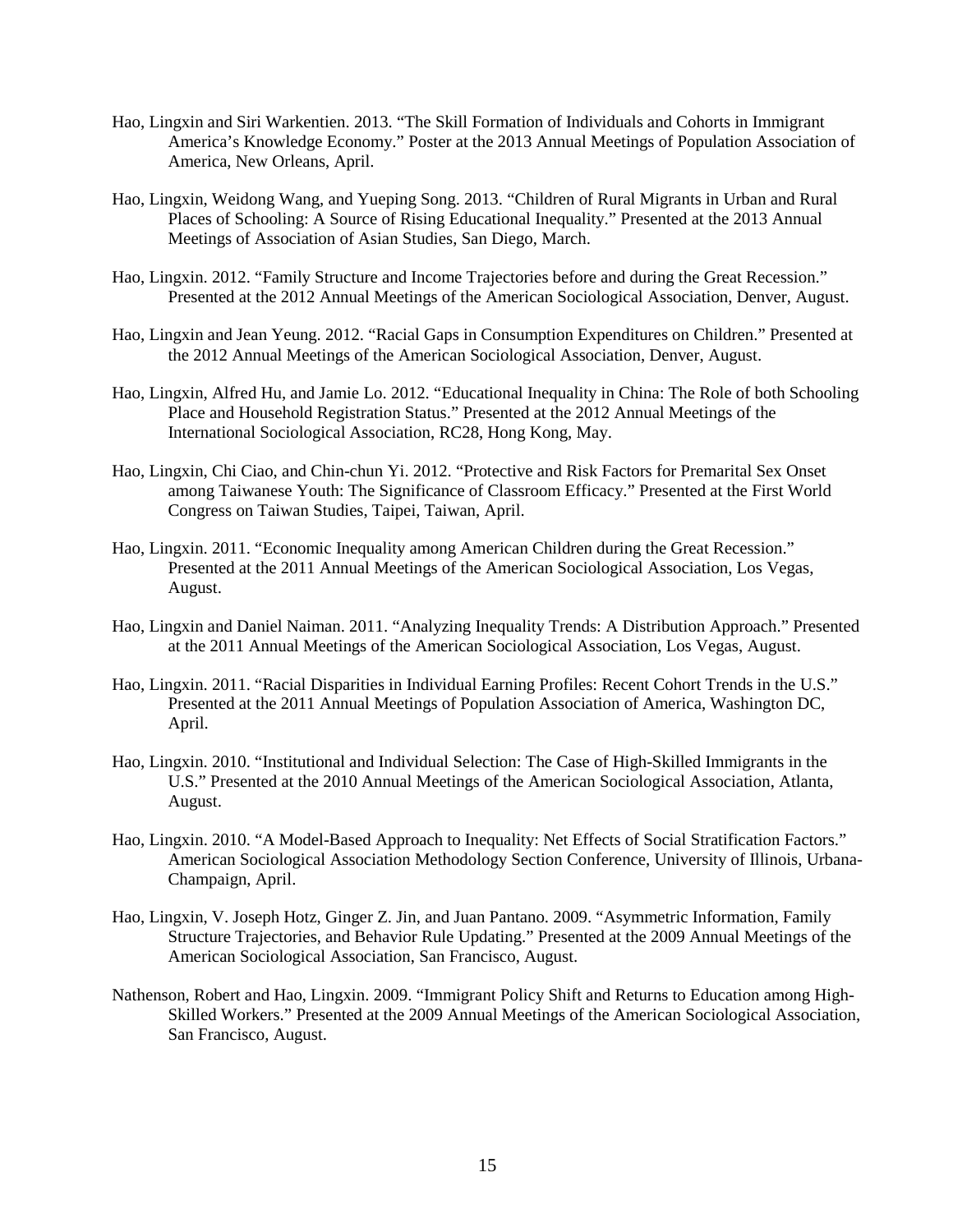Hao, Lingxin and Siri Warkentien. 2013. "The Skill Formation of Individuals and Cohorts in Immigrant America's Knowledge Economy." Poster at the 2013 Annual Meetings of Population Association of America, New Orleans, April.

Hao, Lingxin, Weidong Wang, and Yueping Song. 2013. "Children of Rural Migrants in Urban and Rural Places of Schooling: A Source of Rising Educational Inequality." Presented at the 2013 Annual Meetings of Association of Asian Studies, San Diego, March.

Hao, Lingxin. 2012. "Family Structure and Income Trajectories before and during the Great Recession." Presented at the 2012 Annual Meetings of the American Sociological Association, Denver, August.

Hao, Lingxin and Jean Yeung. 2012. "Racial Gaps in Consumption Expenditures on Children." Presented at the 2012 Annual Meetings of the American Sociological Association, Denver, August.

Hao, Lingxin, Alfred Hu, and Jamie Lo. 2012. "Educational Inequality in China: The Role of both Schooling Place and Household Registration Status." Presented at the 2012 Annual Meetings of the International Sociological Association, RC28, Hong Kong, May.

Hao, Lingxin, Chi Ciao, and Chin-chun Yi. 2012. "Protective and Risk Factors for Premarital Sex Onset among Taiwanese Youth: The Significance of Classroom Efficacy." Presented at the First World Congress on Taiwan Studies, Taipei, Taiwan, April.

Hao, Lingxin. 2011. "Economic Inequality among American Children during the Great Recession." Presented at the 2011 Annual Meetings of the American Sociological Association, Los Vegas, August.

Hao, Lingxin and Daniel Naiman. 2011. "Analyzing Inequality Trends: A Distribution Approach." Presented at the 2011 Annual Meetings of the American Sociological Association, Los Vegas, August.

Hao, Lingxin. 2011. "Racial Disparities in Individual Earning Profiles: Recent Cohort Trends in the U.S." Presented at the 2011 Annual Meetings of Population Association of America, Washington DC, April.

Hao, Lingxin. 2010. "Institutional and Individual Selection: The Case of High-Skilled Immigrants in the U.S." Presented at the 2010 Annual Meetings of the American Sociological Association, Atlanta, August.

Hao, Lingxin. 2010. "A Model-Based Approach to Inequality: Net Effects of Social Stratification Factors." American Sociological Association Methodology Section Conference, University of Illinois, Urbana-Champaign, April.

Hao, Lingxin, V. Joseph Hotz, Ginger Z. Jin, and Juan Pantano. 2009. "Asymmetric Information, Family Structure Trajectories, and Behavior Rule Updating." Presented at the 2009 Annual Meetings of the American Sociological Association, San Francisco, August.

Nathenson, Robert and Hao, Lingxin. 2009. "Immigrant Policy Shift and Returns to Education among High-Skilled Workers." Presented at the 2009 Annual Meetings of the American Sociological Association, San Francisco, August.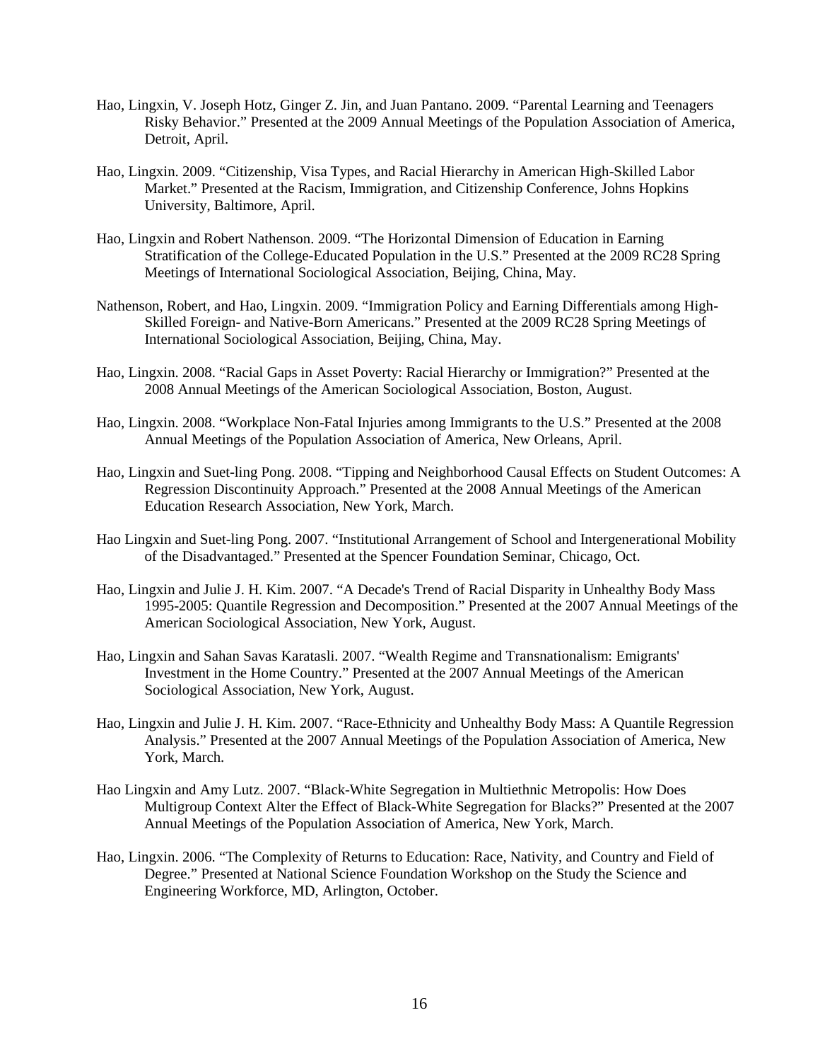Hao, Lingxin, V. Joseph Hotz, Ginger Z. Jin, and Juan Pantano. 2009. "Parental Learning and Teenagers Risky Behavior." Presented at the 2009 Annual Meetings of the Population Association of America, Detroit, April.

Hao, Lingxin. 2009. "Citizenship, Visa Types, and Racial Hierarchy in American High-Skilled Labor Market." Presented at the Racism, Immigration, and Citizenship Conference, Johns Hopkins University, Baltimore, April.

Hao, Lingxin and Robert Nathenson. 2009. "The Horizontal Dimension of Education in Earning Stratification of the College-Educated Population in the U.S." Presented at the 2009 RC28 Spring Meetings of International Sociological Association, Beijing, China, May.

Nathenson, Robert, and Hao, Lingxin. 2009. "Immigration Policy and Earning Differentials among High-Skilled Foreign- and Native-Born Americans." Presented at the 2009 RC28 Spring Meetings of International Sociological Association, Beijing, China, May.

Hao, Lingxin. 2008. "Racial Gaps in Asset Poverty: Racial Hierarchy or Immigration?" Presented at the 2008 Annual Meetings of the American Sociological Association, Boston, August.

Hao, Lingxin. 2008. "Workplace Non-Fatal Injuries among Immigrants to the U.S." Presented at the 2008 Annual Meetings of the Population Association of America, New Orleans, April.

Hao, Lingxin and Suet-ling Pong. 2008. "Tipping and Neighborhood Causal Effects on Student Outcomes: A Regression Discontinuity Approach." Presented at the 2008 Annual Meetings of the American Education Research Association, New York, March.

Hao Lingxin and Suet-ling Pong. 2007. "Institutional Arrangement of School and Intergenerational Mobility of the Disadvantaged." Presented at the Spencer Foundation Seminar, Chicago, Oct.

Hao, Lingxin and Julie J. H. Kim. 2007. "A Decade's Trend of Racial Disparity in Unhealthy Body Mass 1995-2005: Quantile Regression and Decomposition." Presented at the 2007 Annual Meetings of the American Sociological Association, New York, August.

Hao, Lingxin and Sahan Savas Karatasli. 2007. "Wealth Regime and Transnationalism: Emigrants' Investment in the Home Country." Presented at the 2007 Annual Meetings of the American Sociological Association, New York, August.

Hao, Lingxin and Julie J. H. Kim. 2007. "Race-Ethnicity and Unhealthy Body Mass: A Quantile Regression Analysis." Presented at the 2007 Annual Meetings of the Population Association of America, New York, March.

Hao Lingxin and Amy Lutz. 2007. "Black-White Segregation in Multiethnic Metropolis: How Does Multigroup Context Alter the Effect of Black-White Segregation for Blacks?" Presented at the 2007 Annual Meetings of the Population Association of America, New York, March.

Hao, Lingxin. 2006. "The Complexity of Returns to Education: Race, Nativity, and Country and Field of Degree." Presented at National Science Foundation Workshop on the Study the Science and Engineering Workforce, MD, Arlington, October.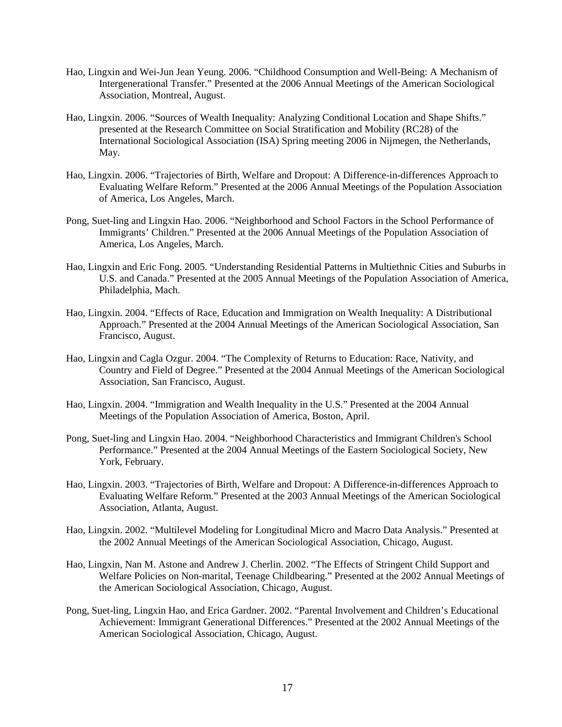Hao, Lingxin and Wei-Jun Jean Yeung. 2006. “Childhood Consumption and Well-Being: A Mechanism of Intergenerational Transfer.” Presented at the 2006 Annual Meetings of the American Sociological Association, Montreal, August.

Hao, Lingxin. 2006. “Sources of Wealth Inequality: Analyzing Conditional Location and Shape Shifts.” presented at the Research Committee on Social Stratification and Mobility (RC28) of the International Sociological Association (ISA) Spring meeting 2006 in Nijmegen, the Netherlands, May.

Hao, Lingxin. 2006. “Trajectories of Birth, Welfare and Dropout: A Difference-in-differences Approach to Evaluating Welfare Reform.” Presented at the 2006 Annual Meetings of the Population Association of America, Los Angeles, March.

Pong, Suet-ling and Lingxin Hao. 2006. “Neighborhood and School Factors in the School Performance of Immigrants’ Children.” Presented at the 2006 Annual Meetings of the Population Association of America, Los Angeles, March.

Hao, Lingxin and Eric Fong. 2005. “Understanding Residential Patterns in Multiethnic Cities and Suburbs in U.S. and Canada.” Presented at the 2005 Annual Meetings of the Population Association of America, Philadelphia, Mach.

Hao, Lingxin. 2004. “Effects of Race, Education and Immigration on Wealth Inequality: A Distributional Approach.” Presented at the 2004 Annual Meetings of the American Sociological Association, San Francisco, August.

Hao, Lingxin and Cagla Ozgur. 2004. “The Complexity of Returns to Education: Race, Nativity, and Country and Field of Degree.” Presented at the 2004 Annual Meetings of the American Sociological Association, San Francisco, August.

Hao, Lingxin. 2004. “Immigration and Wealth Inequality in the U.S.” Presented at the 2004 Annual Meetings of the Population Association of America, Boston, April.

Pong, Suet-ling and Lingxin Hao. 2004. “Neighborhood Characteristics and Immigrant Children's School Performance.” Presented at the 2004 Annual Meetings of the Eastern Sociological Society, New York, February.

Hao, Lingxin. 2003. “Trajectories of Birth, Welfare and Dropout: A Difference-in-differences Approach to Evaluating Welfare Reform.” Presented at the 2003 Annual Meetings of the American Sociological Association, Atlanta, August.

Hao, Lingxin. 2002. “Multilevel Modeling for Longitudinal Micro and Macro Data Analysis.” Presented at the 2002 Annual Meetings of the American Sociological Association, Chicago, August.

Hao, Lingxin, Nan M. Astone and Andrew J. Cherlin. 2002. “The Effects of Stringent Child Support and Welfare Policies on Non-marital, Teenage Childbearing.” Presented at the 2002 Annual Meetings of the American Sociological Association, Chicago, August.

Pong, Suet-ling, Lingxin Hao, and Erica Gardner. 2002. “Parental Involvement and Children’s Educational Achievement: Immigrant Generational Differences.” Presented at the 2002 Annual Meetings of the American Sociological Association, Chicago, August.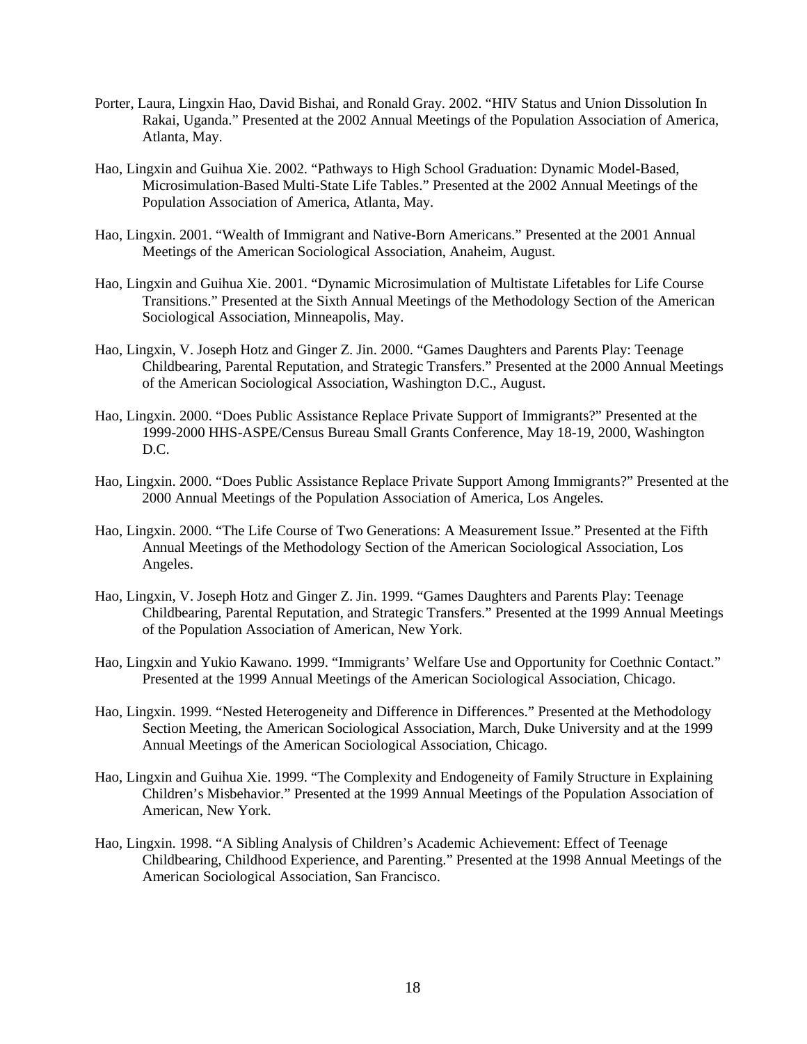Porter, Laura, Lingxin Hao, David Bishai, and Ronald Gray. 2002. "HIV Status and Union Dissolution In Rakai, Uganda." Presented at the 2002 Annual Meetings of the Population Association of America, Atlanta, May.

Hao, Lingxin and Guihua Xie. 2002. "Pathways to High School Graduation: Dynamic Model-Based, Microsimulation-Based Multi-State Life Tables." Presented at the 2002 Annual Meetings of the Population Association of America, Atlanta, May.

Hao, Lingxin. 2001. "Wealth of Immigrant and Native-Born Americans." Presented at the 2001 Annual Meetings of the American Sociological Association, Anaheim, August.

Hao, Lingxin and Guihua Xie. 2001. "Dynamic Microsimulation of Multistate Lifetables for Life Course Transitions." Presented at the Sixth Annual Meetings of the Methodology Section of the American Sociological Association, Minneapolis, May.

Hao, Lingxin, V. Joseph Hotz and Ginger Z. Jin. 2000. "Games Daughters and Parents Play: Teenage Childbearing, Parental Reputation, and Strategic Transfers." Presented at the 2000 Annual Meetings of the American Sociological Association, Washington D.C., August.

Hao, Lingxin. 2000. "Does Public Assistance Replace Private Support of Immigrants?" Presented at the 1999-2000 HHS-ASPE/Census Bureau Small Grants Conference, May 18-19, 2000, Washington D.C.

Hao, Lingxin. 2000. "Does Public Assistance Replace Private Support Among Immigrants?" Presented at the 2000 Annual Meetings of the Population Association of America, Los Angeles.

Hao, Lingxin. 2000. "The Life Course of Two Generations: A Measurement Issue." Presented at the Fifth Annual Meetings of the Methodology Section of the American Sociological Association, Los Angeles.

Hao, Lingxin, V. Joseph Hotz and Ginger Z. Jin. 1999. "Games Daughters and Parents Play: Teenage Childbearing, Parental Reputation, and Strategic Transfers." Presented at the 1999 Annual Meetings of the Population Association of American, New York.

Hao, Lingxin and Yukio Kawano. 1999. "Immigrants' Welfare Use and Opportunity for Coethnic Contact." Presented at the 1999 Annual Meetings of the American Sociological Association, Chicago.

Hao, Lingxin. 1999. "Nested Heterogeneity and Difference in Differences." Presented at the Methodology Section Meeting, the American Sociological Association, March, Duke University and at the 1999 Annual Meetings of the American Sociological Association, Chicago.

Hao, Lingxin and Guihua Xie. 1999. "The Complexity and Endogeneity of Family Structure in Explaining Children's Misbehavior." Presented at the 1999 Annual Meetings of the Population Association of American, New York.

Hao, Lingxin. 1998. "A Sibling Analysis of Children's Academic Achievement: Effect of Teenage Childbearing, Childhood Experience, and Parenting." Presented at the 1998 Annual Meetings of the American Sociological Association, San Francisco.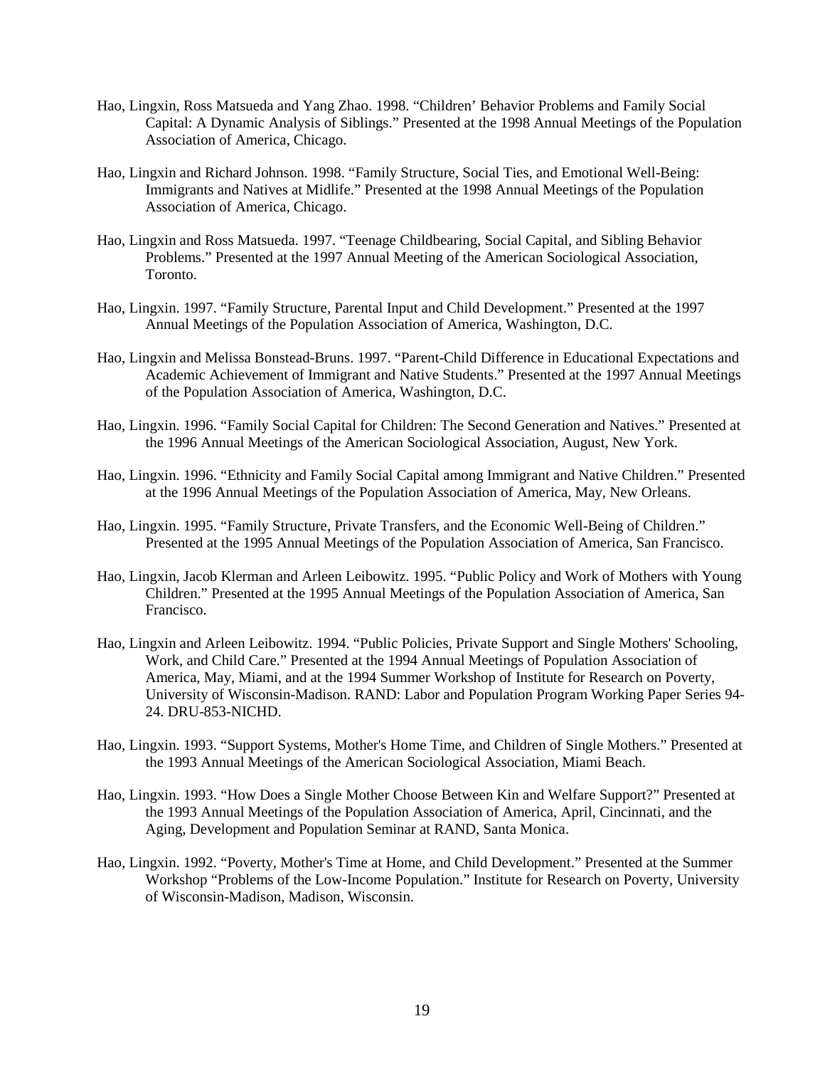Hao, Lingxin, Ross Matsueda and Yang Zhao. 1998. "Children' Behavior Problems and Family Social Capital: A Dynamic Analysis of Siblings." Presented at the 1998 Annual Meetings of the Population Association of America, Chicago.

Hao, Lingxin and Richard Johnson. 1998. "Family Structure, Social Ties, and Emotional Well-Being: Immigrants and Natives at Midlife." Presented at the 1998 Annual Meetings of the Population Association of America, Chicago.

Hao, Lingxin and Ross Matsueda. 1997. "Teenage Childbearing, Social Capital, and Sibling Behavior Problems." Presented at the 1997 Annual Meeting of the American Sociological Association, Toronto.

Hao, Lingxin. 1997. "Family Structure, Parental Input and Child Development." Presented at the 1997 Annual Meetings of the Population Association of America, Washington, D.C.

Hao, Lingxin and Melissa Bonstead-Bruns. 1997. "Parent-Child Difference in Educational Expectations and Academic Achievement of Immigrant and Native Students." Presented at the 1997 Annual Meetings of the Population Association of America, Washington, D.C.

Hao, Lingxin. 1996. "Family Social Capital for Children: The Second Generation and Natives." Presented at the 1996 Annual Meetings of the American Sociological Association, August, New York.

Hao, Lingxin. 1996. "Ethnicity and Family Social Capital among Immigrant and Native Children." Presented at the 1996 Annual Meetings of the Population Association of America, May, New Orleans.

Hao, Lingxin. 1995. "Family Structure, Private Transfers, and the Economic Well-Being of Children." Presented at the 1995 Annual Meetings of the Population Association of America, San Francisco.

Hao, Lingxin, Jacob Klerman and Arleen Leibowitz. 1995. "Public Policy and Work of Mothers with Young Children." Presented at the 1995 Annual Meetings of the Population Association of America, San Francisco.

Hao, Lingxin and Arleen Leibowitz. 1994. "Public Policies, Private Support and Single Mothers' Schooling, Work, and Child Care." Presented at the 1994 Annual Meetings of Population Association of America, May, Miami, and at the 1994 Summer Workshop of Institute for Research on Poverty, University of Wisconsin-Madison. RAND: Labor and Population Program Working Paper Series 94-24. DRU-853-NICHD.

Hao, Lingxin. 1993. "Support Systems, Mother's Home Time, and Children of Single Mothers." Presented at the 1993 Annual Meetings of the American Sociological Association, Miami Beach.

Hao, Lingxin. 1993. "How Does a Single Mother Choose Between Kin and Welfare Support?" Presented at the 1993 Annual Meetings of the Population Association of America, April, Cincinnati, and the Aging, Development and Population Seminar at RAND, Santa Monica.

Hao, Lingxin. 1992. "Poverty, Mother's Time at Home, and Child Development." Presented at the Summer Workshop "Problems of the Low-Income Population." Institute for Research on Poverty, University of Wisconsin-Madison, Madison, Wisconsin.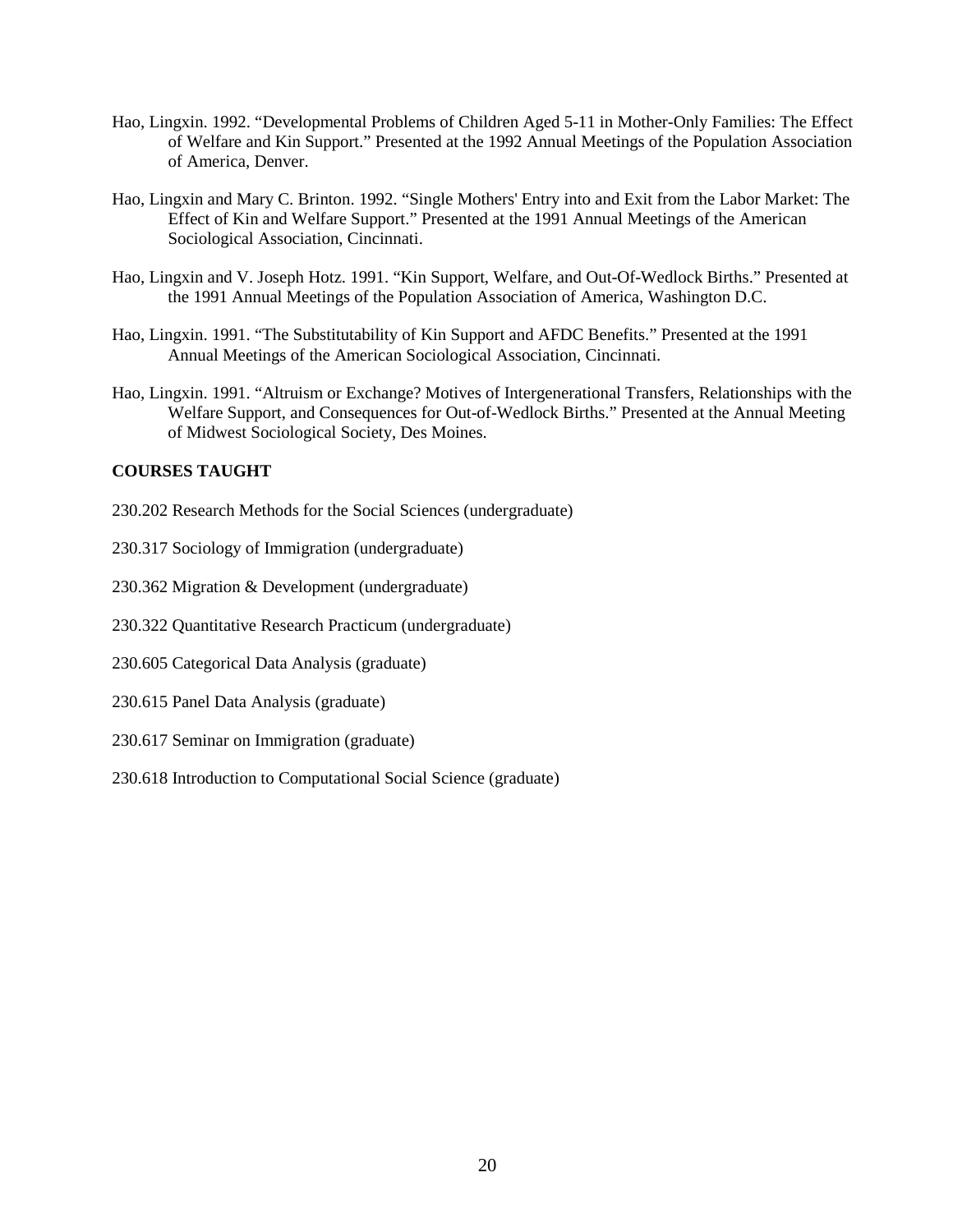Hao, Lingxin. 1992. “Developmental Problems of Children Aged 5-11 in Mother-Only Families: The Effect of Welfare and Kin Support.” Presented at the 1992 Annual Meetings of the Population Association of America, Denver.

Hao, Lingxin and Mary C. Brinton. 1992. “Single Mothers' Entry into and Exit from the Labor Market: The Effect of Kin and Welfare Support.” Presented at the 1991 Annual Meetings of the American Sociological Association, Cincinnati.

Hao, Lingxin and V. Joseph Hotz. 1991. “Kin Support, Welfare, and Out-Of-Wedlock Births.” Presented at the 1991 Annual Meetings of the Population Association of America, Washington D.C.

Hao, Lingxin. 1991. “The Substitutability of Kin Support and AFDC Benefits.” Presented at the 1991 Annual Meetings of the American Sociological Association, Cincinnati.

Hao, Lingxin. 1991. “Altruism or Exchange? Motives of Intergenerational Transfers, Relationships with the Welfare Support, and Consequences for Out-of-Wedlock Births.” Presented at the Annual Meeting of Midwest Sociological Society, Des Moines.

**COURSES TAUGHT**

230.202 Research Methods for the Social Sciences (undergraduate)

230.317 Sociology of Immigration (undergraduate)

230.362 Migration & Development (undergraduate)

230.322 Quantitative Research Practicum (undergraduate)

230.605 Categorical Data Analysis (graduate)

230.615 Panel Data Analysis (graduate)

230.617 Seminar on Immigration (graduate)

230.618 Introduction to Computational Social Science (graduate)